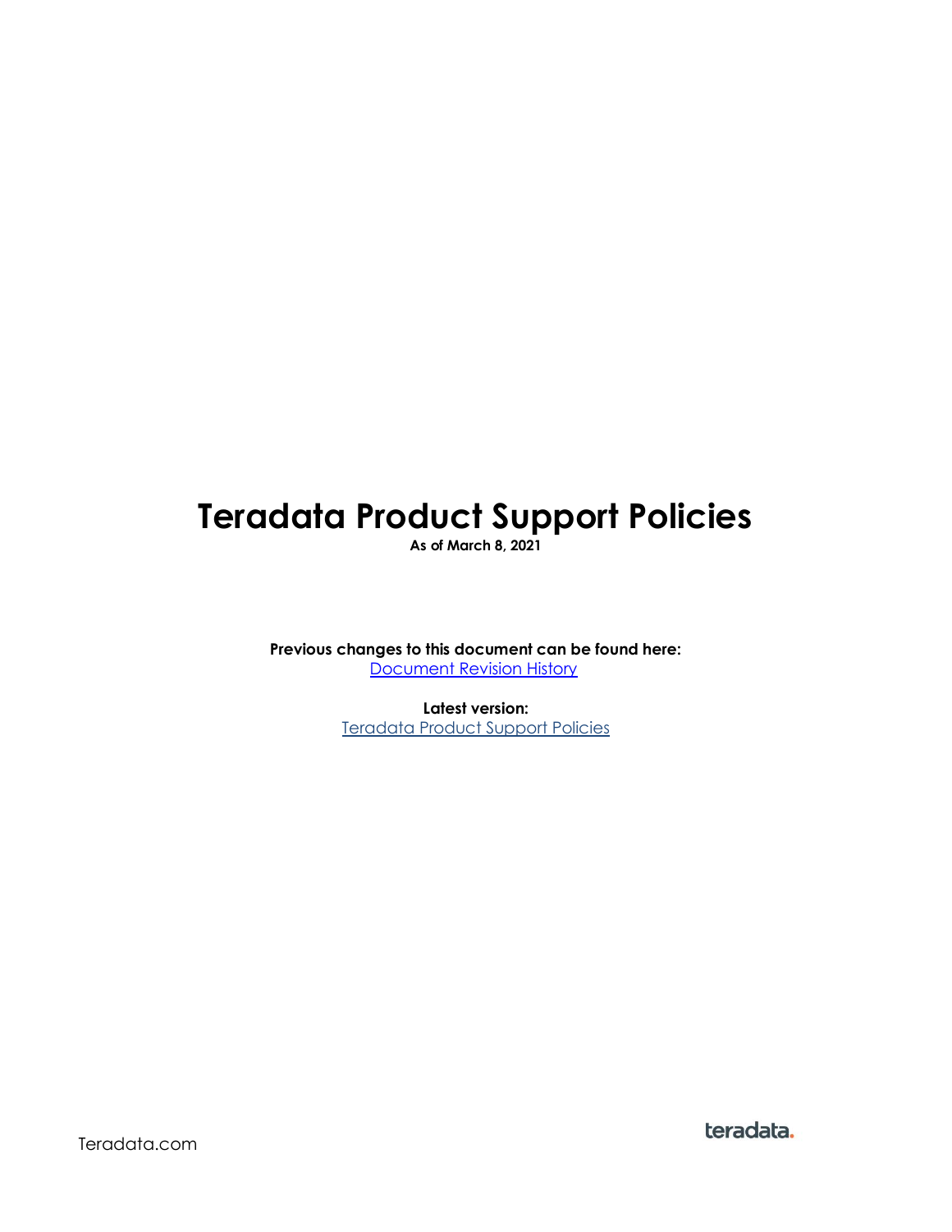# Teradata Product Support Policies

**As of March 8, 2021**

**Previous changes to this document can be found here:**
[Document Revision History]

**Latest version:**
[Teradata Product Support Policies]

Teradata.com

teradata.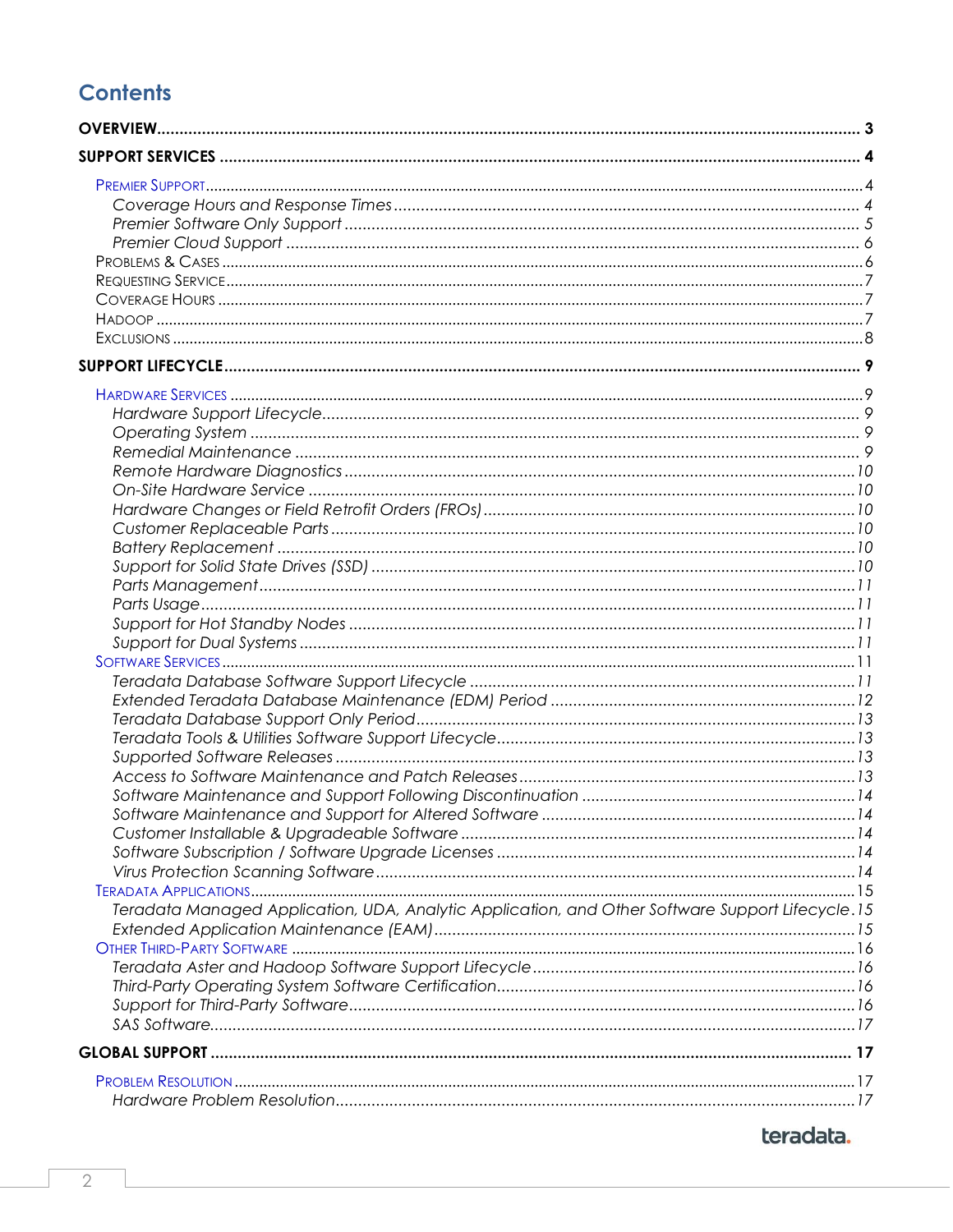# Contents

**OVERVIEW** .......... 3

**SUPPORT SERVICES** .......... 4

- PREMIER SUPPORT .......... 4
  - *Coverage Hours and Response Times* .......... 4
  - *Premier Software Only Support* .......... 5
  - *Premier Cloud Support* .......... 6
- PROBLEMS & CASES .......... 6
- REQUESTING SERVICE .......... 7
- COVERAGE HOURS .......... 7
- HADOOP .......... 7
- EXCLUSIONS .......... 8

**SUPPORT LIFECYCLE** .......... 9

- HARDWARE SERVICES .......... 9
  - *Hardware Support Lifecycle* .......... 9
  - *Operating System* .......... 9
  - *Remedial Maintenance* .......... 9
  - *Remote Hardware Diagnostics* .......... 10
  - *On-Site Hardware Service* .......... 10
  - *Hardware Changes or Field Retrofit Orders (FROs)* .......... 10
  - *Customer Replaceable Parts* .......... 10
  - *Battery Replacement* .......... 10
  - *Support for Solid State Drives (SSD)* .......... 10
  - *Parts Management* .......... 11
  - *Parts Usage* .......... 11
  - *Support for Hot Standby Nodes* .......... 11
  - *Support for Dual Systems* .......... 11
- SOFTWARE SERVICES .......... 11
  - *Teradata Database Software Support Lifecycle* .......... 11
  - *Extended Teradata Database Maintenance (EDM) Period* .......... 12
  - *Teradata Database Support Only Period* .......... 13
  - *Teradata Tools & Utilities Software Support Lifecycle* .......... 13
  - *Supported Software Releases* .......... 13
  - *Access to Software Maintenance and Patch Releases* .......... 13
  - *Software Maintenance and Support Following Discontinuation* .......... 14
  - *Software Maintenance and Support for Altered Software* .......... 14
  - *Customer Installable & Upgradeable Software* .......... 14
  - *Software Subscription / Software Upgrade Licenses* .......... 14
  - *Virus Protection Scanning Software* .......... 14
- TERADATA APPLICATIONS .......... 15
  - *Teradata Managed Application, UDA, Analytic Application, and Other Software Support Lifecycle* .......... 15
  - *Extended Application Maintenance (EAM)* .......... 15
- OTHER THIRD-PARTY SOFTWARE .......... 16
  - *Teradata Aster and Hadoop Software Support Lifecycle* .......... 16
  - *Third-Party Operating System Software Certification* .......... 16
  - *Support for Third-Party Software* .......... 16
  - *SAS Software* .......... 17

**GLOBAL SUPPORT** .......... 17

- PROBLEM RESOLUTION .......... 17
  - *Hardware Problem Resolution* .......... 17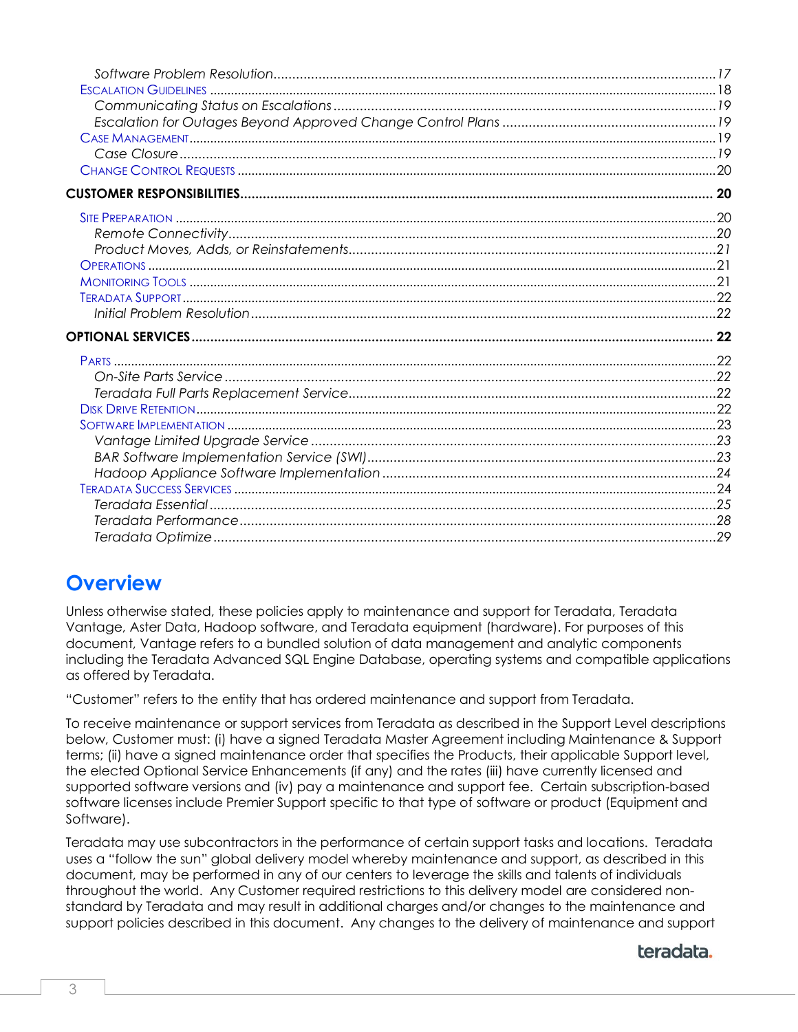- *Software Problem Resolution* ... 17
- Escalation Guidelines ... 18
  - *Communicating Status on Escalations* ... 19
  - *Escalation for Outages Beyond Approved Change Control Plans* ... 19
- Case Management ... 19
  - *Case Closure* ... 19
- Change Control Requests ... 20

**CUSTOMER RESPONSIBILITIES** ... 20

- Site Preparation ... 20
  - *Remote Connectivity* ... 20
  - *Product Moves, Adds, or Reinstatements* ... 21
- Operations ... 21
- Monitoring Tools ... 21
- Teradata Support ... 22
  - *Initial Problem Resolution* ... 22

**OPTIONAL SERVICES** ... 22

- Parts ... 22
  - *On-Site Parts Service* ... 22
  - *Teradata Full Parts Replacement Service* ... 22
- Disk Drive Retention ... 22
- Software Implementation ... 23
  - *Vantage Limited Upgrade Service* ... 23
  - *BAR Software Implementation Service (SWI)* ... 23
  - *Hadoop Appliance Software Implementation* ... 24
- Teradata Success Services ... 24
  - *Teradata Essential* ... 25
  - *Teradata Performance* ... 28
  - *Teradata Optimize* ... 29

# Overview

Unless otherwise stated, these policies apply to maintenance and support for Teradata, Teradata Vantage, Aster Data, Hadoop software, and Teradata equipment (hardware). For purposes of this document, Vantage refers to a bundled solution of data management and analytic components including the Teradata Advanced SQL Engine Database, operating systems and compatible applications as offered by Teradata.

"Customer" refers to the entity that has ordered maintenance and support from Teradata.

To receive maintenance or support services from Teradata as described in the Support Level descriptions below, Customer must: (i) have a signed Teradata Master Agreement including Maintenance & Support terms; (ii) have a signed maintenance order that specifies the Products, their applicable Support level, the elected Optional Service Enhancements (if any) and the rates (iii) have currently licensed and supported software versions and (iv) pay a maintenance and support fee. Certain subscription-based software licenses include Premier Support specific to that type of software or product (Equipment and Software).

Teradata may use subcontractors in the performance of certain support tasks and locations. Teradata uses a "follow the sun" global delivery model whereby maintenance and support, as described in this document, may be performed in any of our centers to leverage the skills and talents of individuals throughout the world. Any Customer required restrictions to this delivery model are considered non-standard by Teradata and may result in additional charges and/or changes to the maintenance and support policies described in this document. Any changes to the delivery of maintenance and support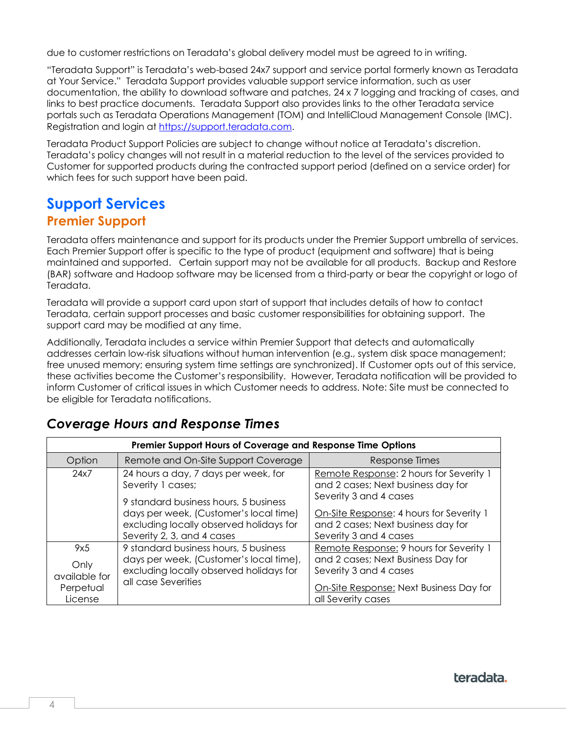due to customer restrictions on Teradata's global delivery model must be agreed to in writing.

"Teradata Support" is Teradata's web-based 24x7 support and service portal formerly known as Teradata at Your Service." Teradata Support provides valuable support service information, such as user documentation, the ability to download software and patches, 24 x 7 logging and tracking of cases, and links to best practice documents. Teradata Support also provides links to the other Teradata service portals such as Teradata Operations Management (TOM) and IntelliCloud Management Console (IMC). Registration and login at [https://support.teradata.com](https://support.teradata.com).

Teradata Product Support Policies are subject to change without notice at Teradata's discretion. Teradata's policy changes will not result in a material reduction to the level of the services provided to Customer for supported products during the contracted support period (defined on a service order) for which fees for such support have been paid.

# Support Services

## Premier Support

Teradata offers maintenance and support for its products under the Premier Support umbrella of services. Each Premier Support offer is specific to the type of product (equipment and software) that is being maintained and supported. Certain support may not be available for all products. Backup and Restore (BAR) software and Hadoop software may be licensed from a third-party or bear the copyright or logo of Teradata.

Teradata will provide a support card upon start of support that includes details of how to contact Teradata, certain support processes and basic customer responsibilities for obtaining support. The support card may be modified at any time.

Additionally, Teradata includes a service within Premier Support that detects and automatically addresses certain low-risk situations without human intervention (e.g., system disk space management; free unused memory; ensuring system time settings are synchronized). If Customer opts out of this service, these activities become the Customer's responsibility. However, Teradata notification will be provided to inform Customer of critical issues in which Customer needs to address. Note: Site must be connected to be eligible for Teradata notifications.

### *Coverage Hours and Response Times*

| **Premier Support Hours of Coverage and Response Time Options** | | |
|---|---|---|
| Option | Remote and On-Site Support Coverage | Response Times |
| 24x7 | 24 hours a day, 7 days per week, for Severity 1 cases;<br><br>9 standard business hours, 5 business days per week, (Customer's local time) excluding locally observed holidays for Severity 2, 3, and 4 cases | Remote Response: 2 hours for Severity 1 and 2 cases; Next business day for Severity 3 and 4 cases<br><br>On-Site Response: 4 hours for Severity 1 and 2 cases; Next business day for Severity 3 and 4 cases |
| 9x5<br><br>Only available for Perpetual License | 9 standard business hours, 5 business days per week, (Customer's local time), excluding locally observed holidays for all case Severities | Remote Response: 9 hours for Severity 1 and 2 cases; Next Business Day for Severity 3 and 4 cases<br><br>On-Site Response: Next Business Day for all Severity cases |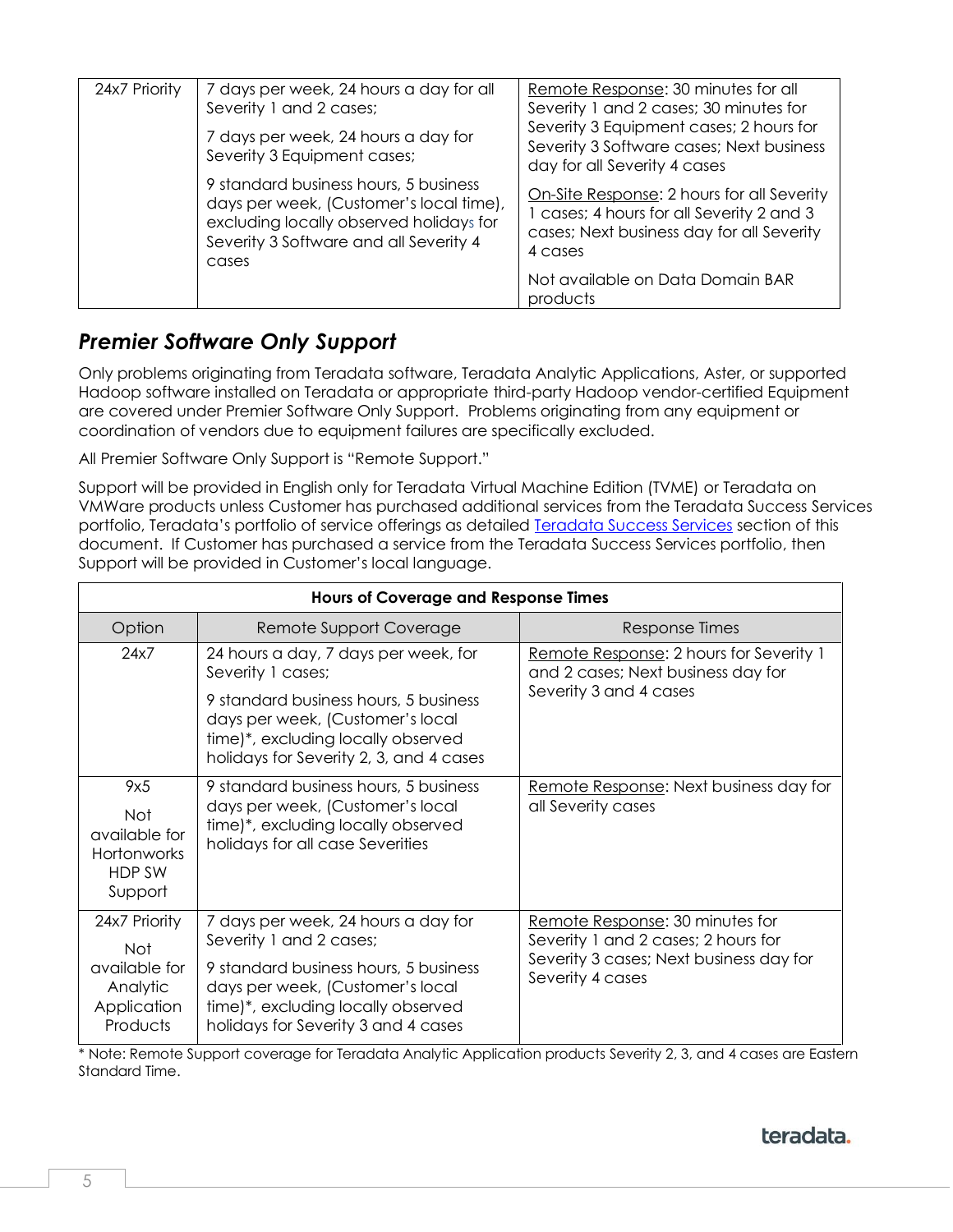| | | |
|---|---|---|
| 24x7 Priority | 7 days per week, 24 hours a day for all Severity 1 and 2 cases;<br><br>7 days per week, 24 hours a day for Severity 3 Equipment cases;<br><br>9 standard business hours, 5 business days per week, (Customer's local time), excluding locally observed holidays for Severity 3 Software and all Severity 4 cases | Remote Response: 30 minutes for all Severity 1 and 2 cases; 30 minutes for Severity 3 Equipment cases; 2 hours for Severity 3 Software cases; Next business day for all Severity 4 cases<br><br>On-Site Response: 2 hours for all Severity 1 cases; 4 hours for all Severity 2 and 3 cases; Next business day for all Severity 4 cases<br><br>Not available on Data Domain BAR products |

## *Premier Software Only Support*

Only problems originating from Teradata software, Teradata Analytic Applications, Aster, or supported Hadoop software installed on Teradata or appropriate third-party Hadoop vendor-certified Equipment are covered under Premier Software Only Support. Problems originating from any equipment or coordination of vendors due to equipment failures are specifically excluded.

All Premier Software Only Support is "Remote Support."

Support will be provided in English only for Teradata Virtual Machine Edition (TVME) or Teradata on VMWare products unless Customer has purchased additional services from the Teradata Success Services portfolio, Teradata's portfolio of service offerings as detailed Teradata Success Services section of this document. If Customer has purchased a service from the Teradata Success Services portfolio, then Support will be provided in Customer's local language.

| **Hours of Coverage and Response Times** | | |
|---|---|---|
| Option | Remote Support Coverage | Response Times |
| 24x7 | 24 hours a day, 7 days per week, for Severity 1 cases;<br><br>9 standard business hours, 5 business days per week, (Customer's local time)*, excluding locally observed holidays for Severity 2, 3, and 4 cases | Remote Response: 2 hours for Severity 1 and 2 cases; Next business day for Severity 3 and 4 cases |
| 9x5<br><br>Not available for Hortonworks HDP SW Support | 9 standard business hours, 5 business days per week, (Customer's local time)*, excluding locally observed holidays for all case Severities | Remote Response: Next business day for all Severity cases |
| 24x7 Priority<br><br>Not available for Analytic Application Products | 7 days per week, 24 hours a day for Severity 1 and 2 cases;<br><br>9 standard business hours, 5 business days per week, (Customer's local time)*, excluding locally observed holidays for Severity 3 and 4 cases | Remote Response: 30 minutes for Severity 1 and 2 cases; 2 hours for Severity 3 cases; Next business day for Severity 4 cases |

* Note: Remote Support coverage for Teradata Analytic Application products Severity 2, 3, and 4 cases are Eastern Standard Time.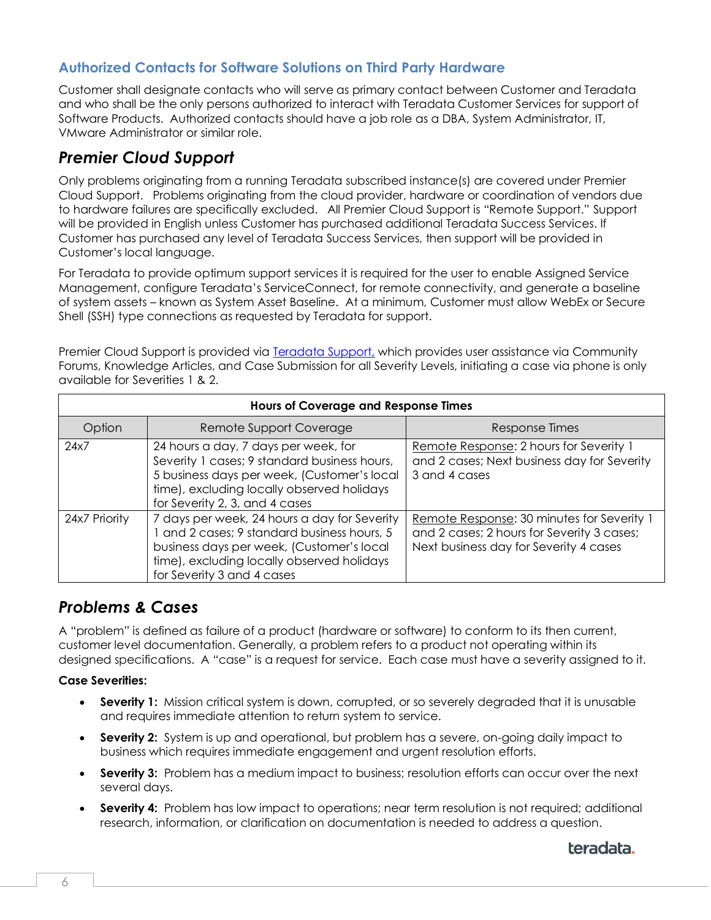### Authorized Contacts for Software Solutions on Third Party Hardware

Customer shall designate contacts who will serve as primary contact between Customer and Teradata and who shall be the only persons authorized to interact with Teradata Customer Services for support of Software Products. Authorized contacts should have a job role as a DBA, System Administrator, IT, VMware Administrator or similar role.

## *Premier Cloud Support*

Only problems originating from a running Teradata subscribed instance(s) are covered under Premier Cloud Support. Problems originating from the cloud provider, hardware or coordination of vendors due to hardware failures are specifically excluded. All Premier Cloud Support is "Remote Support." Support will be provided in English unless Customer has purchased additional Teradata Success Services. If Customer has purchased any level of Teradata Success Services, then support will be provided in Customer's local language.

For Teradata to provide optimum support services it is required for the user to enable Assigned Service Management, configure Teradata's ServiceConnect, for remote connectivity, and generate a baseline of system assets – known as System Asset Baseline. At a minimum, Customer must allow WebEx or Secure Shell (SSH) type connections as requested by Teradata for support.

Premier Cloud Support is provided via Teradata Support, which provides user assistance via Community Forums, Knowledge Articles, and Case Submission for all Severity Levels, initiating a case via phone is only available for Severities 1 & 2.

| Hours of Coverage and Response Times | | |
|---|---|---|
| Option | Remote Support Coverage | Response Times |
| 24x7 | 24 hours a day, 7 days per week, for Severity 1 cases; 9 standard business hours, 5 business days per week, (Customer's local time), excluding locally observed holidays for Severity 2, 3, and 4 cases | Remote Response: 2 hours for Severity 1 and 2 cases; Next business day for Severity 3 and 4 cases |
| 24x7 Priority | 7 days per week, 24 hours a day for Severity 1 and 2 cases; 9 standard business hours, 5 business days per week, (Customer's local time), excluding locally observed holidays for Severity 3 and 4 cases | Remote Response: 30 minutes for Severity 1 and 2 cases; 2 hours for Severity 3 cases; Next business day for Severity 4 cases |

## *Problems & Cases*

A "problem" is defined as failure of a product (hardware or software) to conform to its then current, customer level documentation. Generally, a problem refers to a product not operating within its designed specifications. A "case" is a request for service. Each case must have a severity assigned to it.

**Case Severities:**

- **Severity 1:** Mission critical system is down, corrupted, or so severely degraded that it is unusable and requires immediate attention to return system to service.
- **Severity 2:** System is up and operational, but problem has a severe, on-going daily impact to business which requires immediate engagement and urgent resolution efforts.
- **Severity 3:** Problem has a medium impact to business; resolution efforts can occur over the next several days.
- **Severity 4:** Problem has low impact to operations; near term resolution is not required; additional research, information, or clarification on documentation is needed to address a question.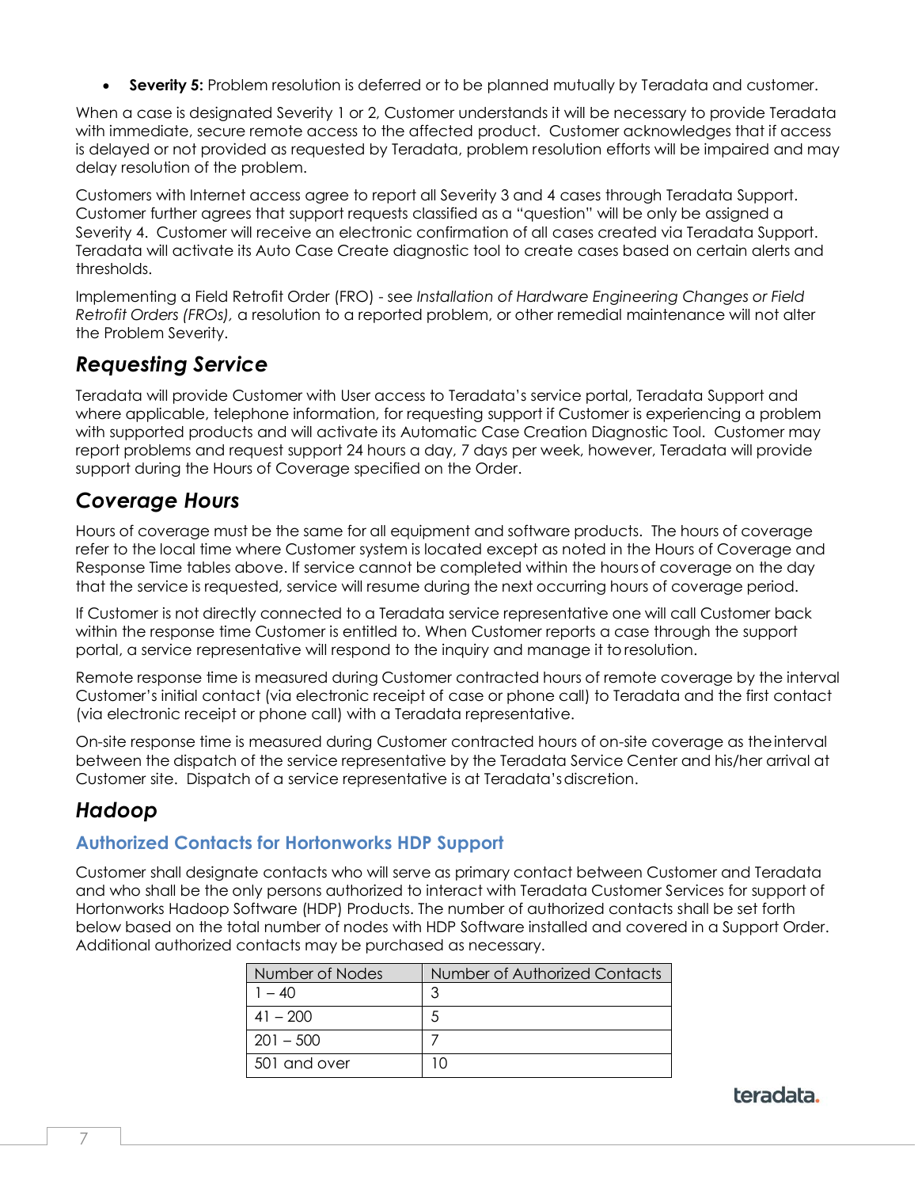- **Severity 5:** Problem resolution is deferred or to be planned mutually by Teradata and customer.

When a case is designated Severity 1 or 2, Customer understands it will be necessary to provide Teradata with immediate, secure remote access to the affected product. Customer acknowledges that if access is delayed or not provided as requested by Teradata, problem resolution efforts will be impaired and may delay resolution of the problem.

Customers with Internet access agree to report all Severity 3 and 4 cases through Teradata Support. Customer further agrees that support requests classified as a "question" will be only be assigned a Severity 4. Customer will receive an electronic confirmation of all cases created via Teradata Support. Teradata will activate its Auto Case Create diagnostic tool to create cases based on certain alerts and thresholds.

Implementing a Field Retrofit Order (FRO) - see *Installation of Hardware Engineering Changes or Field Retrofit Orders (FROs),* a resolution to a reported problem, or other remedial maintenance will not alter the Problem Severity.

## *Requesting Service*

Teradata will provide Customer with User access to Teradata's service portal, Teradata Support and where applicable, telephone information, for requesting support if Customer is experiencing a problem with supported products and will activate its Automatic Case Creation Diagnostic Tool. Customer may report problems and request support 24 hours a day, 7 days per week, however, Teradata will provide support during the Hours of Coverage specified on the Order.

## *Coverage Hours*

Hours of coverage must be the same for all equipment and software products. The hours of coverage refer to the local time where Customer system is located except as noted in the Hours of Coverage and Response Time tables above. If service cannot be completed within the hours of coverage on the day that the service is requested, service will resume during the next occurring hours of coverage period.

If Customer is not directly connected to a Teradata service representative one will call Customer back within the response time Customer is entitled to. When Customer reports a case through the support portal, a service representative will respond to the inquiry and manage it to resolution.

Remote response time is measured during Customer contracted hours of remote coverage by the interval Customer's initial contact (via electronic receipt of case or phone call) to Teradata and the first contact (via electronic receipt or phone call) with a Teradata representative.

On-site response time is measured during Customer contracted hours of on-site coverage as the interval between the dispatch of the service representative by the Teradata Service Center and his/her arrival at Customer site. Dispatch of a service representative is at Teradata's discretion.

## *Hadoop*

### Authorized Contacts for Hortonworks HDP Support

Customer shall designate contacts who will serve as primary contact between Customer and Teradata and who shall be the only persons authorized to interact with Teradata Customer Services for support of Hortonworks Hadoop Software (HDP) Products. The number of authorized contacts shall be set forth below based on the total number of nodes with HDP Software installed and covered in a Support Order. Additional authorized contacts may be purchased as necessary.

| Number of Nodes | Number of Authorized Contacts |
| --- | --- |
| 1 – 40 | 3 |
| 41 – 200 | 5 |
| 201 – 500 | 7 |
| 501 and over | 10 |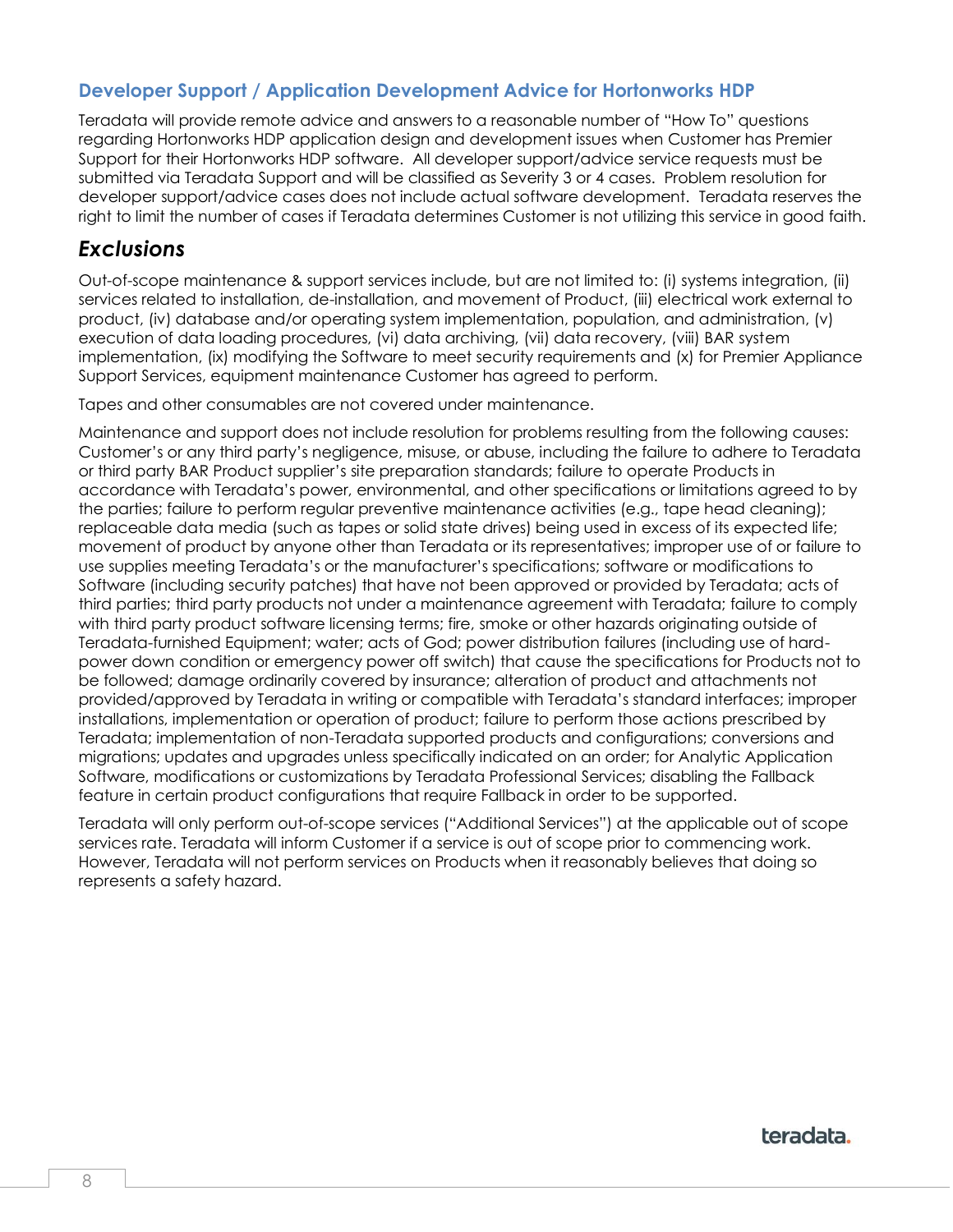### Developer Support / Application Development Advice for Hortonworks HDP

Teradata will provide remote advice and answers to a reasonable number of "How To" questions regarding Hortonworks HDP application design and development issues when Customer has Premier Support for their Hortonworks HDP software. All developer support/advice service requests must be submitted via Teradata Support and will be classified as Severity 3 or 4 cases. Problem resolution for developer support/advice cases does not include actual software development. Teradata reserves the right to limit the number of cases if Teradata determines Customer is not utilizing this service in good faith.

## *Exclusions*

Out-of-scope maintenance & support services include, but are not limited to: (i) systems integration, (ii) services related to installation, de-installation, and movement of Product, (iii) electrical work external to product, (iv) database and/or operating system implementation, population, and administration, (v) execution of data loading procedures, (vi) data archiving, (vii) data recovery, (viii) BAR system implementation, (ix) modifying the Software to meet security requirements and (x) for Premier Appliance Support Services, equipment maintenance Customer has agreed to perform.

Tapes and other consumables are not covered under maintenance.

Maintenance and support does not include resolution for problems resulting from the following causes: Customer's or any third party's negligence, misuse, or abuse, including the failure to adhere to Teradata or third party BAR Product supplier's site preparation standards; failure to operate Products in accordance with Teradata's power, environmental, and other specifications or limitations agreed to by the parties; failure to perform regular preventive maintenance activities (e.g., tape head cleaning); replaceable data media (such as tapes or solid state drives) being used in excess of its expected life; movement of product by anyone other than Teradata or its representatives; improper use of or failure to use supplies meeting Teradata's or the manufacturer's specifications; software or modifications to Software (including security patches) that have not been approved or provided by Teradata; acts of third parties; third party products not under a maintenance agreement with Teradata; failure to comply with third party product software licensing terms; fire, smoke or other hazards originating outside of Teradata-furnished Equipment; water; acts of God; power distribution failures (including use of hard-power down condition or emergency power off switch) that cause the specifications for Products not to be followed; damage ordinarily covered by insurance; alteration of product and attachments not provided/approved by Teradata in writing or compatible with Teradata's standard interfaces; improper installations, implementation or operation of product; failure to perform those actions prescribed by Teradata; implementation of non-Teradata supported products and configurations; conversions and migrations; updates and upgrades unless specifically indicated on an order; for Analytic Application Software, modifications or customizations by Teradata Professional Services; disabling the Fallback feature in certain product configurations that require Fallback in order to be supported.

Teradata will only perform out-of-scope services ("Additional Services") at the applicable out of scope services rate. Teradata will inform Customer if a service is out of scope prior to commencing work. However, Teradata will not perform services on Products when it reasonably believes that doing so represents a safety hazard.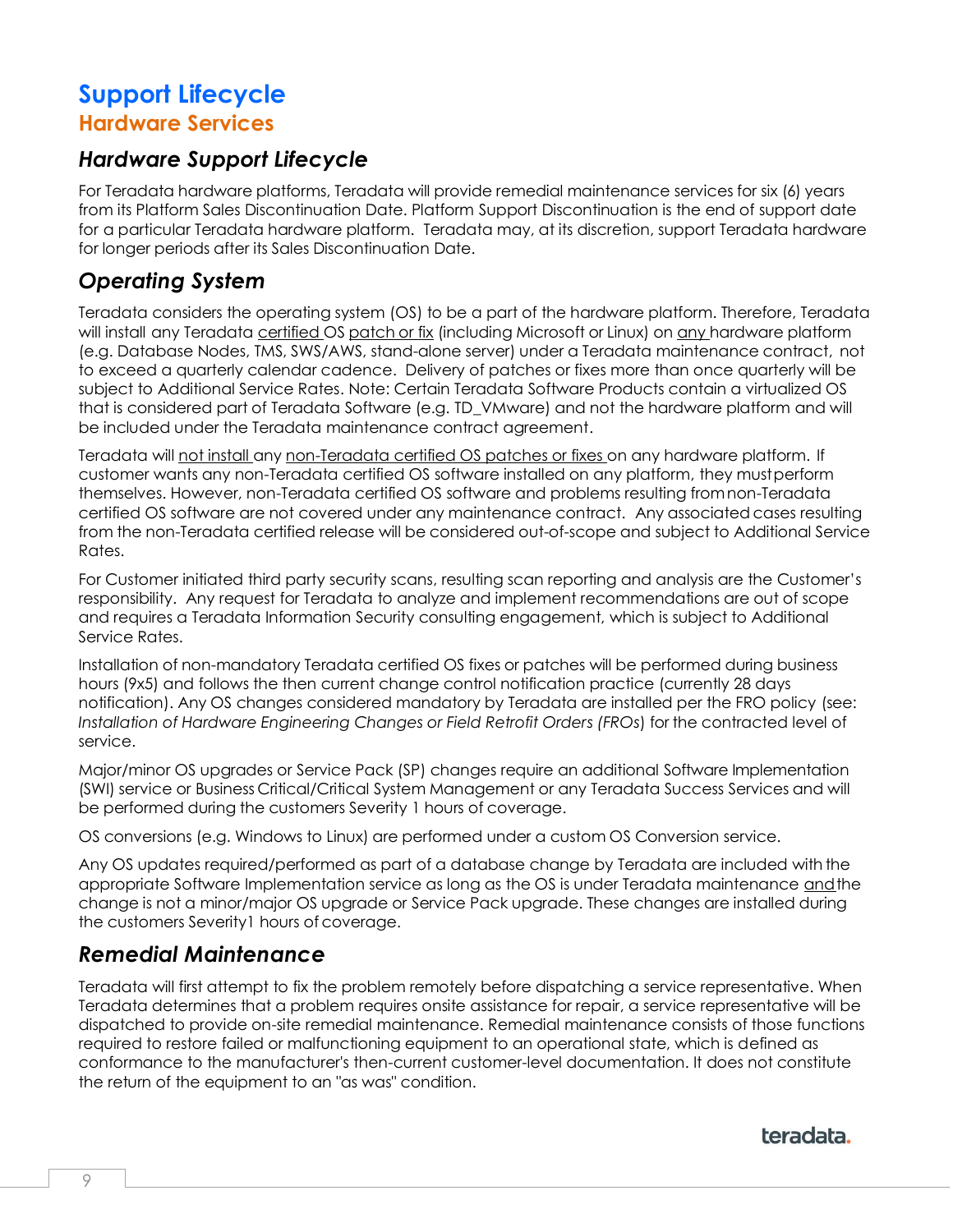# Support Lifecycle

## Hardware Services

### *Hardware Support Lifecycle*

For Teradata hardware platforms, Teradata will provide remedial maintenance services for six (6) years from its Platform Sales Discontinuation Date. Platform Support Discontinuation is the end of support date for a particular Teradata hardware platform. Teradata may, at its discretion, support Teradata hardware for longer periods after its Sales Discontinuation Date.

### *Operating System*

Teradata considers the operating system (OS) to be a part of the hardware platform. Therefore, Teradata will install any Teradata certified OS patch or fix (including Microsoft or Linux) on any hardware platform (e.g. Database Nodes, TMS, SWS/AWS, stand-alone server) under a Teradata maintenance contract, not to exceed a quarterly calendar cadence. Delivery of patches or fixes more than once quarterly will be subject to Additional Service Rates. Note: Certain Teradata Software Products contain a virtualized OS that is considered part of Teradata Software (e.g. TD_VMware) and not the hardware platform and will be included under the Teradata maintenance contract agreement.

Teradata will not install any non-Teradata certified OS patches or fixes on any hardware platform. If customer wants any non-Teradata certified OS software installed on any platform, they must perform themselves. However, non-Teradata certified OS software and problems resulting from non-Teradata certified OS software are not covered under any maintenance contract. Any associated cases resulting from the non-Teradata certified release will be considered out-of-scope and subject to Additional Service Rates.

For Customer initiated third party security scans, resulting scan reporting and analysis are the Customer's responsibility. Any request for Teradata to analyze and implement recommendations are out of scope and requires a Teradata Information Security consulting engagement, which is subject to Additional Service Rates.

Installation of non-mandatory Teradata certified OS fixes or patches will be performed during business hours (9x5) and follows the then current change control notification practice (currently 28 days notification). Any OS changes considered mandatory by Teradata are installed per the FRO policy (see: *Installation of Hardware Engineering Changes or Field Retrofit Orders (FROs*) for the contracted level of service.

Major/minor OS upgrades or Service Pack (SP) changes require an additional Software Implementation (SWI) service or Business Critical/Critical System Management or any Teradata Success Services and will be performed during the customers Severity 1 hours of coverage.

OS conversions (e.g. Windows to Linux) are performed under a custom OS Conversion service.

Any OS updates required/performed as part of a database change by Teradata are included with the appropriate Software Implementation service as long as the OS is under Teradata maintenance and the change is not a minor/major OS upgrade or Service Pack upgrade. These changes are installed during the customers Severity1 hours of coverage.

### *Remedial Maintenance*

Teradata will first attempt to fix the problem remotely before dispatching a service representative. When Teradata determines that a problem requires onsite assistance for repair, a service representative will be dispatched to provide on-site remedial maintenance. Remedial maintenance consists of those functions required to restore failed or malfunctioning equipment to an operational state, which is defined as conformance to the manufacturer's then-current customer-level documentation. It does not constitute the return of the equipment to an "as was" condition.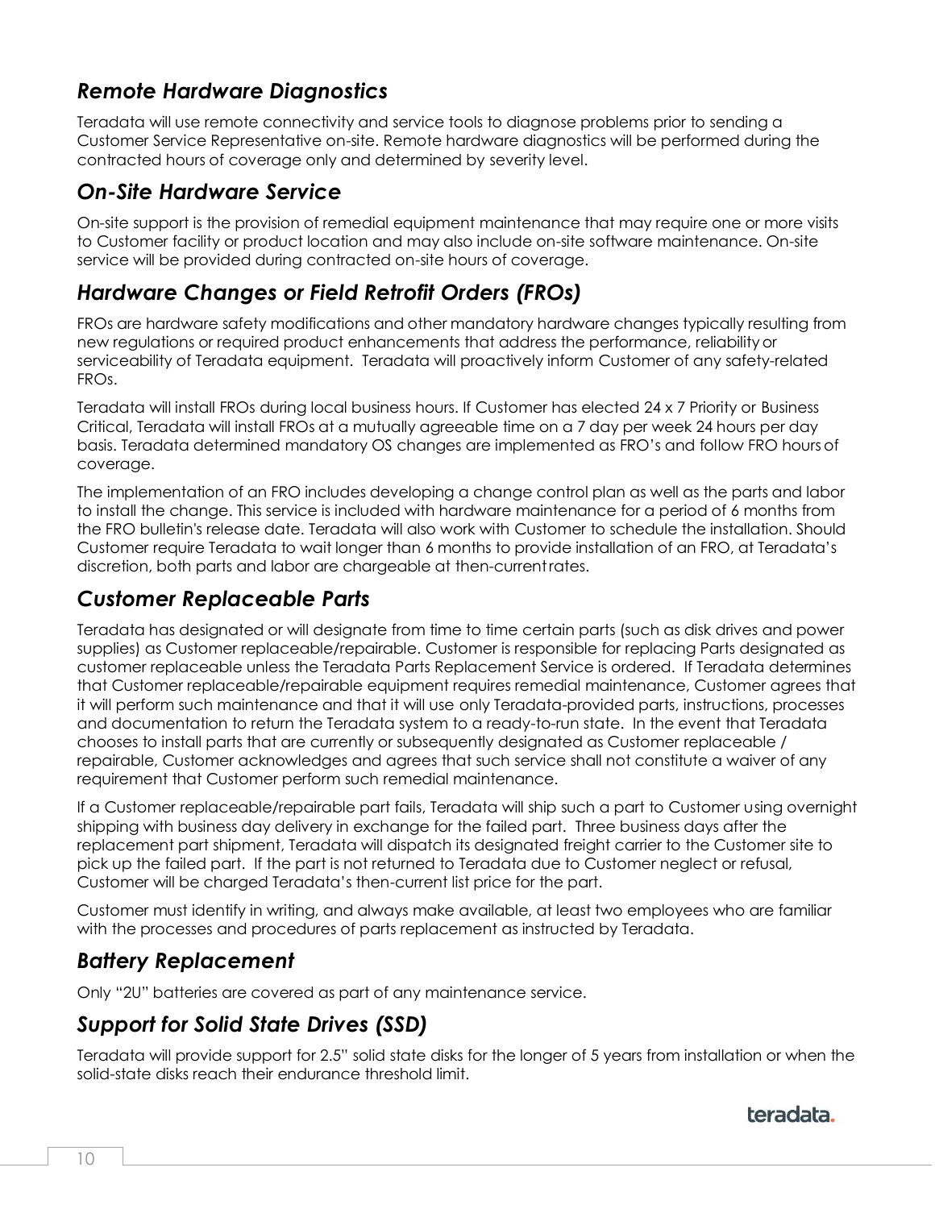### *Remote Hardware Diagnostics*

Teradata will use remote connectivity and service tools to diagnose problems prior to sending a Customer Service Representative on-site. Remote hardware diagnostics will be performed during the contracted hours of coverage only and determined by severity level.

### *On-Site Hardware Service*

On-site support is the provision of remedial equipment maintenance that may require one or more visits to Customer facility or product location and may also include on-site software maintenance. On-site service will be provided during contracted on-site hours of coverage.

### *Hardware Changes or Field Retrofit Orders (FROs)*

FROs are hardware safety modifications and other mandatory hardware changes typically resulting from new regulations or required product enhancements that address the performance, reliability or serviceability of Teradata equipment. Teradata will proactively inform Customer of any safety-related FROs.

Teradata will install FROs during local business hours. If Customer has elected 24 x 7 Priority or Business Critical, Teradata will install FROs at a mutually agreeable time on a 7 day per week 24 hours per day basis. Teradata determined mandatory OS changes are implemented as FRO's and follow FRO hours of coverage.

The implementation of an FRO includes developing a change control plan as well as the parts and labor to install the change. This service is included with hardware maintenance for a period of 6 months from the FRO bulletin's release date. Teradata will also work with Customer to schedule the installation. Should Customer require Teradata to wait longer than 6 months to provide installation of an FRO, at Teradata's discretion, both parts and labor are chargeable at then-current rates.

### *Customer Replaceable Parts*

Teradata has designated or will designate from time to time certain parts (such as disk drives and power supplies) as Customer replaceable/repairable. Customer is responsible for replacing Parts designated as customer replaceable unless the Teradata Parts Replacement Service is ordered. If Teradata determines that Customer replaceable/repairable equipment requires remedial maintenance, Customer agrees that it will perform such maintenance and that it will use only Teradata-provided parts, instructions, processes and documentation to return the Teradata system to a ready-to-run state. In the event that Teradata chooses to install parts that are currently or subsequently designated as Customer replaceable / repairable, Customer acknowledges and agrees that such service shall not constitute a waiver of any requirement that Customer perform such remedial maintenance.

If a Customer replaceable/repairable part fails, Teradata will ship such a part to Customer using overnight shipping with business day delivery in exchange for the failed part. Three business days after the replacement part shipment, Teradata will dispatch its designated freight carrier to the Customer site to pick up the failed part. If the part is not returned to Teradata due to Customer neglect or refusal, Customer will be charged Teradata's then-current list price for the part.

Customer must identify in writing, and always make available, at least two employees who are familiar with the processes and procedures of parts replacement as instructed by Teradata.

### *Battery Replacement*

Only "2U" batteries are covered as part of any maintenance service.

### *Support for Solid State Drives (SSD)*

Teradata will provide support for 2.5" solid state disks for the longer of 5 years from installation or when the solid-state disks reach their endurance threshold limit.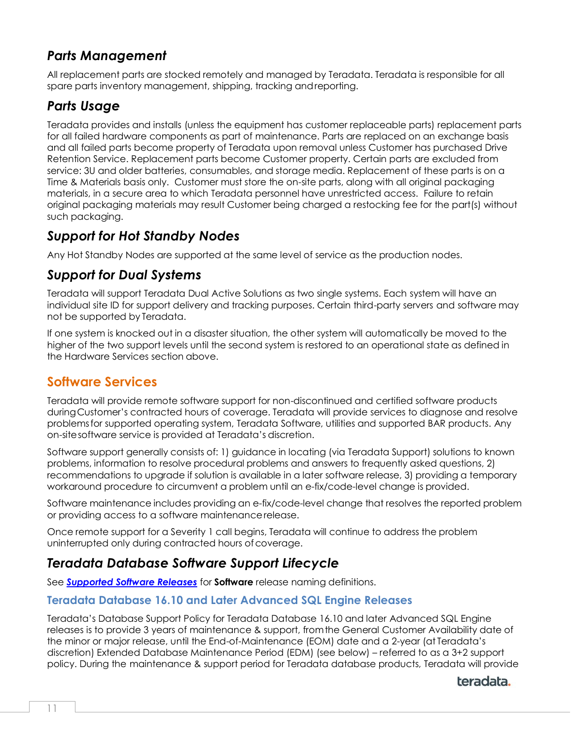### *Parts Management*

All replacement parts are stocked remotely and managed by Teradata. Teradata is responsible for all spare parts inventory management, shipping, tracking and reporting.

### *Parts Usage*

Teradata provides and installs (unless the equipment has customer replaceable parts) replacement parts for all failed hardware components as part of maintenance. Parts are replaced on an exchange basis and all failed parts become property of Teradata upon removal unless Customer has purchased Drive Retention Service. Replacement parts become Customer property. Certain parts are excluded from service: 3U and older batteries, consumables, and storage media. Replacement of these parts is on a Time & Materials basis only. Customer must store the on-site parts, along with all original packaging materials, in a secure area to which Teradata personnel have unrestricted access. Failure to retain original packaging materials may result Customer being charged a restocking fee for the part(s) without such packaging.

### *Support for Hot Standby Nodes*

Any Hot Standby Nodes are supported at the same level of service as the production nodes.

### *Support for Dual Systems*

Teradata will support Teradata Dual Active Solutions as two single systems. Each system will have an individual site ID for support delivery and tracking purposes. Certain third-party servers and software may not be supported by Teradata.

If one system is knocked out in a disaster situation, the other system will automatically be moved to the higher of the two support levels until the second system is restored to an operational state as defined in the Hardware Services section above.

## Software Services

Teradata will provide remote software support for non-discontinued and certified software products during Customer's contracted hours of coverage. Teradata will provide services to diagnose and resolve problems for supported operating system, Teradata Software, utilities and supported BAR products. Any on-site software service is provided at Teradata's discretion.

Software support generally consists of: 1) guidance in locating (via Teradata Support) solutions to known problems, information to resolve procedural problems and answers to frequently asked questions, 2) recommendations to upgrade if solution is available in a later software release, 3) providing a temporary workaround procedure to circumvent a problem until an e-fix/code-level change is provided.

Software maintenance includes providing an e-fix/code-level change that resolves the reported problem or providing access to a software maintenance release.

Once remote support for a Severity 1 call begins, Teradata will continue to address the problem uninterrupted only during contracted hours of coverage.

### *Teradata Database Software Support Lifecycle*

See ***Supported Software Releases*** for **Software** release naming definitions.

#### Teradata Database 16.10 and Later Advanced SQL Engine Releases

Teradata's Database Support Policy for Teradata Database 16.10 and later Advanced SQL Engine releases is to provide 3 years of maintenance & support, from the General Customer Availability date of the minor or major release, until the End-of-Maintenance (EOM) date and a 2-year (at Teradata's discretion) Extended Database Maintenance Period (EDM) (see below) – referred to as a 3+2 support policy. During the maintenance & support period for Teradata database products, Teradata will provide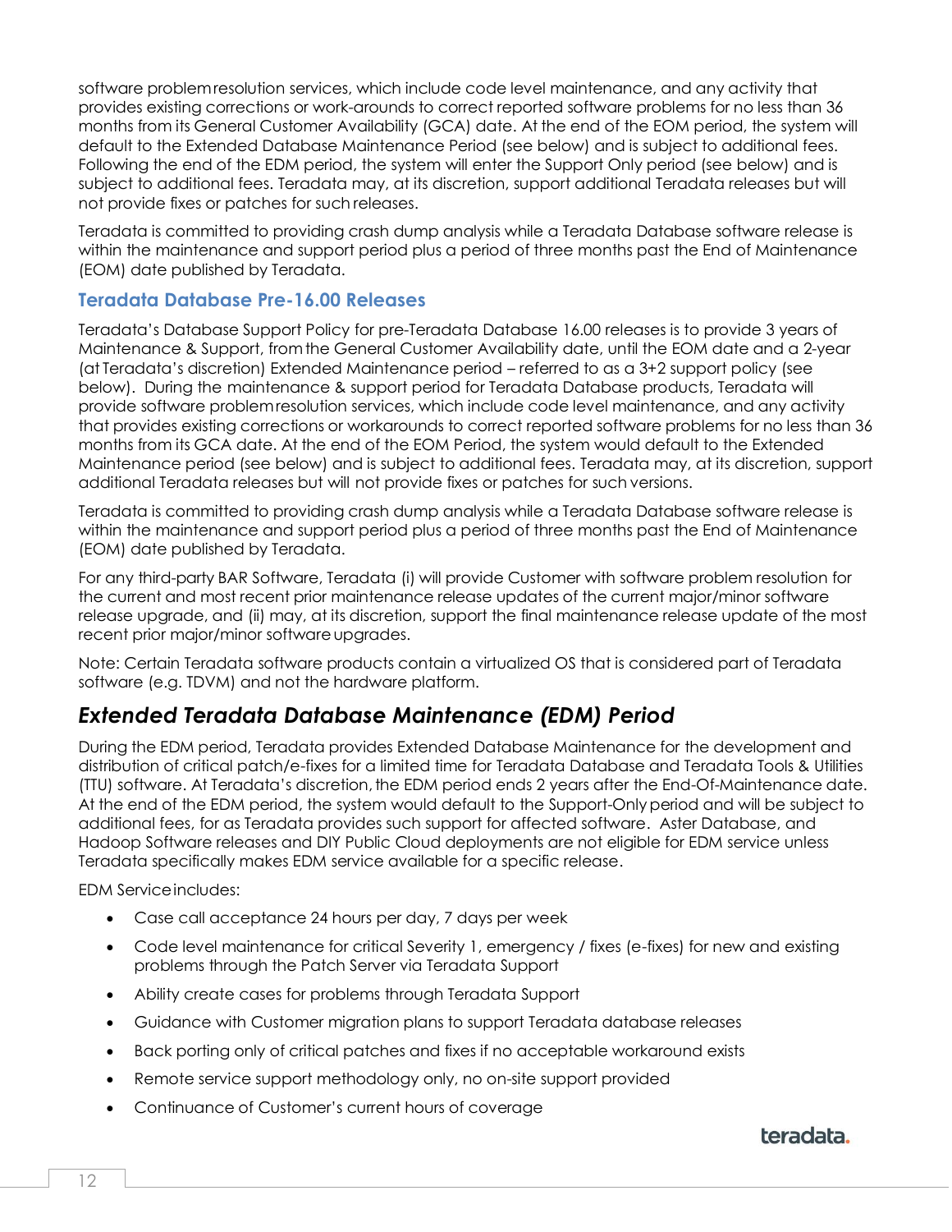software problem resolution services, which include code level maintenance, and any activity that provides existing corrections or work-arounds to correct reported software problems for no less than 36 months from its General Customer Availability (GCA) date. At the end of the EOM period, the system will default to the Extended Database Maintenance Period (see below) and is subject to additional fees. Following the end of the EDM period, the system will enter the Support Only period (see below) and is subject to additional fees. Teradata may, at its discretion, support additional Teradata releases but will not provide fixes or patches for such releases.

Teradata is committed to providing crash dump analysis while a Teradata Database software release is within the maintenance and support period plus a period of three months past the End of Maintenance (EOM) date published by Teradata.

### Teradata Database Pre-16.00 Releases

Teradata's Database Support Policy for pre-Teradata Database 16.00 releases is to provide 3 years of Maintenance & Support, from the General Customer Availability date, until the EOM date and a 2-year (at Teradata's discretion) Extended Maintenance period – referred to as a 3+2 support policy (see below). During the maintenance & support period for Teradata Database products, Teradata will provide software problem resolution services, which include code level maintenance, and any activity that provides existing corrections or workarounds to correct reported software problems for no less than 36 months from its GCA date. At the end of the EOM Period, the system would default to the Extended Maintenance period (see below) and is subject to additional fees. Teradata may, at its discretion, support additional Teradata releases but will not provide fixes or patches for such versions.

Teradata is committed to providing crash dump analysis while a Teradata Database software release is within the maintenance and support period plus a period of three months past the End of Maintenance (EOM) date published by Teradata.

For any third-party BAR Software, Teradata (i) will provide Customer with software problem resolution for the current and most recent prior maintenance release updates of the current major/minor software release upgrade, and (ii) may, at its discretion, support the final maintenance release update of the most recent prior major/minor software upgrades.

Note: Certain Teradata software products contain a virtualized OS that is considered part of Teradata software (e.g. TDVM) and not the hardware platform.

## *Extended Teradata Database Maintenance (EDM) Period*

During the EDM period, Teradata provides Extended Database Maintenance for the development and distribution of critical patch/e-fixes for a limited time for Teradata Database and Teradata Tools & Utilities (TTU) software. At Teradata's discretion, the EDM period ends 2 years after the End-Of-Maintenance date. At the end of the EDM period, the system would default to the Support-Only period and will be subject to additional fees, for as Teradata provides such support for affected software. Aster Database, and Hadoop Software releases and DIY Public Cloud deployments are not eligible for EDM service unless Teradata specifically makes EDM service available for a specific release.

EDM Service includes:

- Case call acceptance 24 hours per day, 7 days per week
- Code level maintenance for critical Severity 1, emergency / fixes (e-fixes) for new and existing problems through the Patch Server via Teradata Support
- Ability create cases for problems through Teradata Support
- Guidance with Customer migration plans to support Teradata database releases
- Back porting only of critical patches and fixes if no acceptable workaround exists
- Remote service support methodology only, no on-site support provided
- Continuance of Customer's current hours of coverage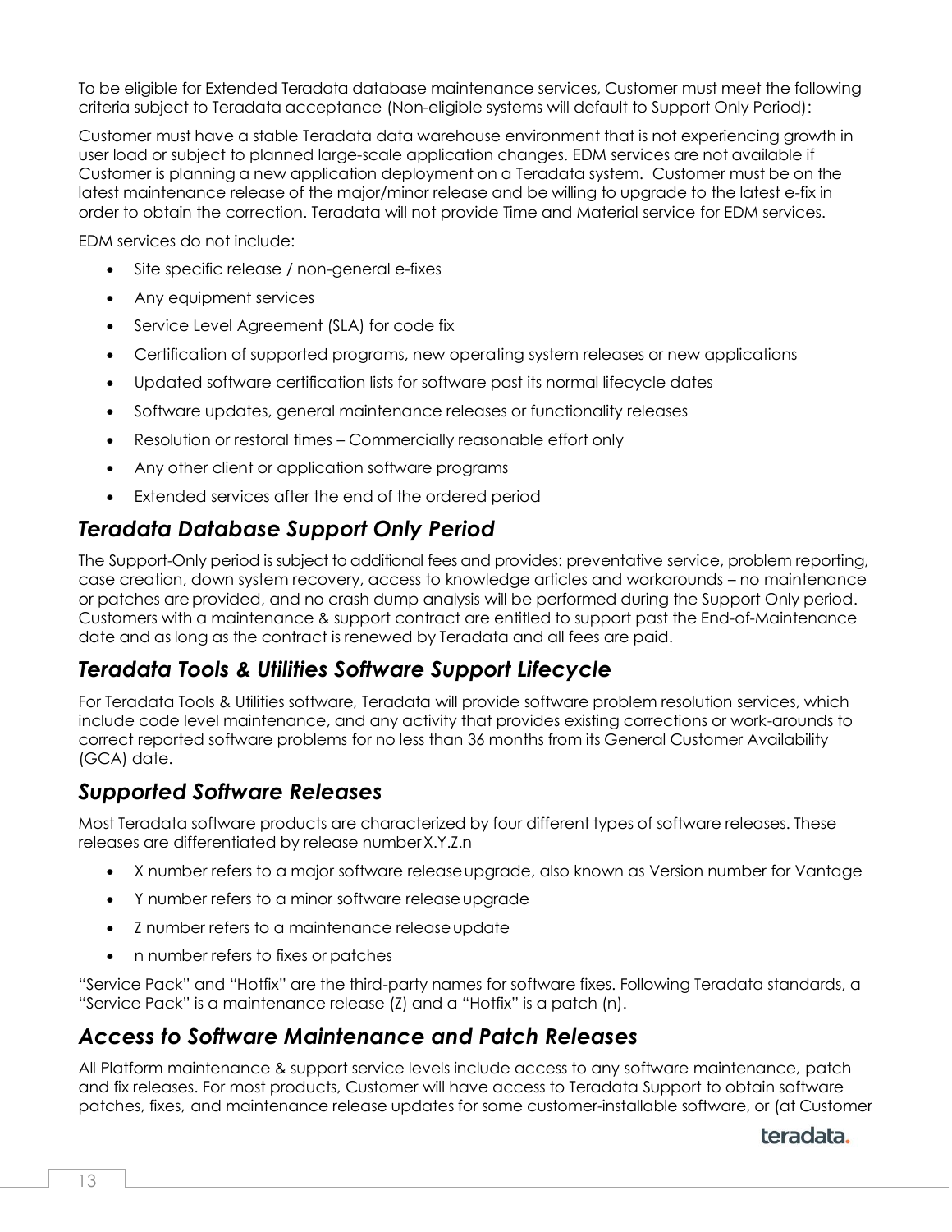To be eligible for Extended Teradata database maintenance services, Customer must meet the following criteria subject to Teradata acceptance (Non-eligible systems will default to Support Only Period):

Customer must have a stable Teradata data warehouse environment that is not experiencing growth in user load or subject to planned large-scale application changes. EDM services are not available if Customer is planning a new application deployment on a Teradata system. Customer must be on the latest maintenance release of the major/minor release and be willing to upgrade to the latest e-fix in order to obtain the correction. Teradata will not provide Time and Material service for EDM services.

EDM services do not include:

- Site specific release / non-general e-fixes
- Any equipment services
- Service Level Agreement (SLA) for code fix
- Certification of supported programs, new operating system releases or new applications
- Updated software certification lists for software past its normal lifecycle dates
- Software updates, general maintenance releases or functionality releases
- Resolution or restoral times – Commercially reasonable effort only
- Any other client or application software programs
- Extended services after the end of the ordered period

## *Teradata Database Support Only Period*

The Support-Only period is subject to additional fees and provides: preventative service, problem reporting, case creation, down system recovery, access to knowledge articles and workarounds – no maintenance or patches are provided, and no crash dump analysis will be performed during the Support Only period. Customers with a maintenance & support contract are entitled to support past the End-of-Maintenance date and as long as the contract is renewed by Teradata and all fees are paid.

## *Teradata Tools & Utilities Software Support Lifecycle*

For Teradata Tools & Utilities software, Teradata will provide software problem resolution services, which include code level maintenance, and any activity that provides existing corrections or work-arounds to correct reported software problems for no less than 36 months from its General Customer Availability (GCA) date.

## *Supported Software Releases*

Most Teradata software products are characterized by four different types of software releases. These releases are differentiated by release number X.Y.Z.n

- X number refers to a major software release upgrade, also known as Version number for Vantage
- Y number refers to a minor software release upgrade
- Z number refers to a maintenance release update
- n number refers to fixes or patches

"Service Pack" and "Hotfix" are the third-party names for software fixes. Following Teradata standards, a "Service Pack" is a maintenance release (Z) and a "Hotfix" is a patch (n).

## *Access to Software Maintenance and Patch Releases*

All Platform maintenance & support service levels include access to any software maintenance, patch and fix releases. For most products, Customer will have access to Teradata Support to obtain software patches, fixes, and maintenance release updates for some customer-installable software, or (at Customer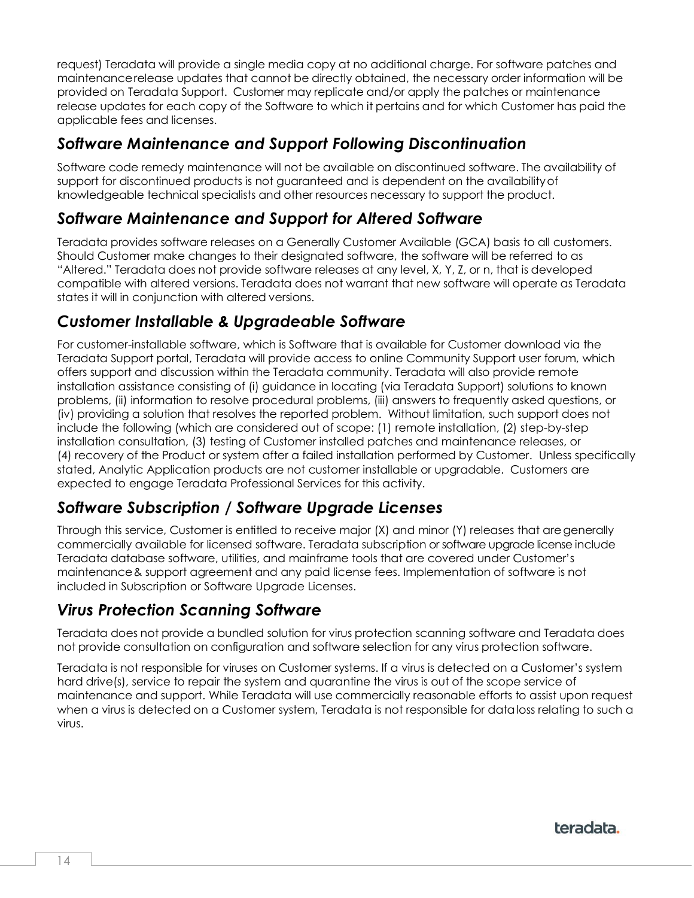request) Teradata will provide a single media copy at no additional charge. For software patches and maintenance release updates that cannot be directly obtained, the necessary order information will be provided on Teradata Support. Customer may replicate and/or apply the patches or maintenance release updates for each copy of the Software to which it pertains and for which Customer has paid the applicable fees and licenses.

## *Software Maintenance and Support Following Discontinuation*

Software code remedy maintenance will not be available on discontinued software. The availability of support for discontinued products is not guaranteed and is dependent on the availability of knowledgeable technical specialists and other resources necessary to support the product.

## *Software Maintenance and Support for Altered Software*

Teradata provides software releases on a Generally Customer Available (GCA) basis to all customers. Should Customer make changes to their designated software, the software will be referred to as "Altered." Teradata does not provide software releases at any level, X, Y, Z, or n, that is developed compatible with altered versions. Teradata does not warrant that new software will operate as Teradata states it will in conjunction with altered versions.

## *Customer Installable & Upgradeable Software*

For customer-installable software, which is Software that is available for Customer download via the Teradata Support portal, Teradata will provide access to online Community Support user forum, which offers support and discussion within the Teradata community. Teradata will also provide remote installation assistance consisting of (i) guidance in locating (via Teradata Support) solutions to known problems, (ii) information to resolve procedural problems, (iii) answers to frequently asked questions, or (iv) providing a solution that resolves the reported problem. Without limitation, such support does not include the following (which are considered out of scope: (1) remote installation, (2) step-by-step installation consultation, (3) testing of Customer installed patches and maintenance releases, or (4) recovery of the Product or system after a failed installation performed by Customer. Unless specifically stated, Analytic Application products are not customer installable or upgradable. Customers are expected to engage Teradata Professional Services for this activity.

## *Software Subscription / Software Upgrade Licenses*

Through this service, Customer is entitled to receive major (X) and minor (Y) releases that are generally commercially available for licensed software. Teradata subscription or software upgrade license include Teradata database software, utilities, and mainframe tools that are covered under Customer's maintenance & support agreement and any paid license fees. Implementation of software is not included in Subscription or Software Upgrade Licenses.

## *Virus Protection Scanning Software*

Teradata does not provide a bundled solution for virus protection scanning software and Teradata does not provide consultation on configuration and software selection for any virus protection software.

Teradata is not responsible for viruses on Customer systems. If a virus is detected on a Customer's system hard drive(s), service to repair the system and quarantine the virus is out of the scope service of maintenance and support. While Teradata will use commercially reasonable efforts to assist upon request when a virus is detected on a Customer system, Teradata is not responsible for data loss relating to such a virus.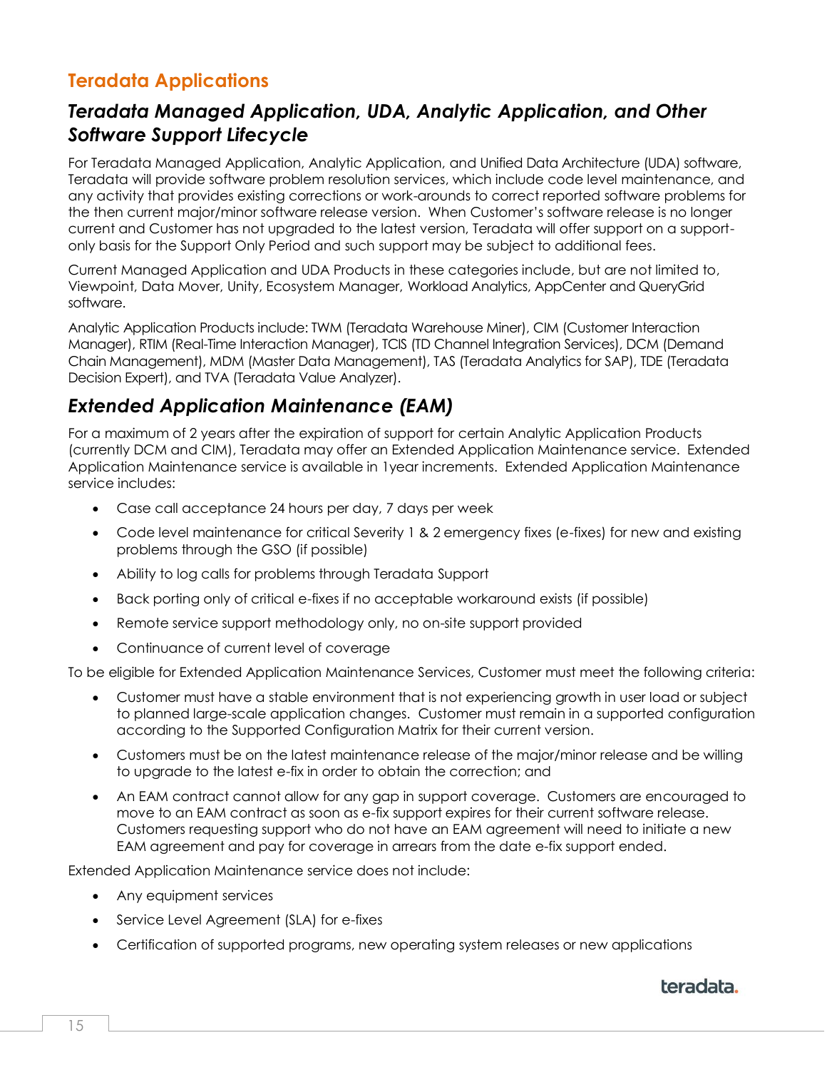## Teradata Applications

### *Teradata Managed Application, UDA, Analytic Application, and Other Software Support Lifecycle*

For Teradata Managed Application, Analytic Application, and Unified Data Architecture (UDA) software, Teradata will provide software problem resolution services, which include code level maintenance, and any activity that provides existing corrections or work-arounds to correct reported software problems for the then current major/minor software release version. When Customer's software release is no longer current and Customer has not upgraded to the latest version, Teradata will offer support on a support-only basis for the Support Only Period and such support may be subject to additional fees.

Current Managed Application and UDA Products in these categories include, but are not limited to, Viewpoint, Data Mover, Unity, Ecosystem Manager, Workload Analytics, AppCenter and QueryGrid software.

Analytic Application Products include: TWM (Teradata Warehouse Miner), CIM (Customer Interaction Manager), RTIM (Real-Time Interaction Manager), TCIS (TD Channel Integration Services), DCM (Demand Chain Management), MDM (Master Data Management), TAS (Teradata Analytics for SAP), TDE (Teradata Decision Expert), and TVA (Teradata Value Analyzer).

### *Extended Application Maintenance (EAM)*

For a maximum of 2 years after the expiration of support for certain Analytic Application Products (currently DCM and CIM), Teradata may offer an Extended Application Maintenance service. Extended Application Maintenance service is available in 1year increments. Extended Application Maintenance service includes:

- Case call acceptance 24 hours per day, 7 days per week
- Code level maintenance for critical Severity 1 & 2 emergency fixes (e-fixes) for new and existing problems through the GSO (if possible)
- Ability to log calls for problems through Teradata Support
- Back porting only of critical e-fixes if no acceptable workaround exists (if possible)
- Remote service support methodology only, no on-site support provided
- Continuance of current level of coverage

To be eligible for Extended Application Maintenance Services, Customer must meet the following criteria:

- Customer must have a stable environment that is not experiencing growth in user load or subject to planned large-scale application changes. Customer must remain in a supported configuration according to the Supported Configuration Matrix for their current version.
- Customers must be on the latest maintenance release of the major/minor release and be willing to upgrade to the latest e-fix in order to obtain the correction; and
- An EAM contract cannot allow for any gap in support coverage. Customers are encouraged to move to an EAM contract as soon as e-fix support expires for their current software release. Customers requesting support who do not have an EAM agreement will need to initiate a new EAM agreement and pay for coverage in arrears from the date e-fix support ended.

Extended Application Maintenance service does not include:

- Any equipment services
- Service Level Agreement (SLA) for e-fixes
- Certification of supported programs, new operating system releases or new applications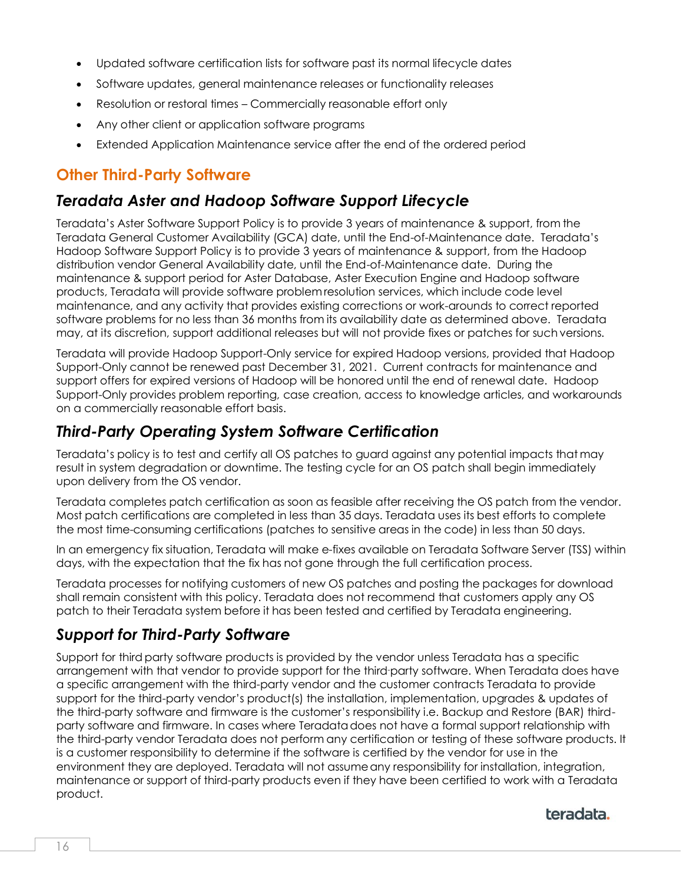- Updated software certification lists for software past its normal lifecycle dates
- Software updates, general maintenance releases or functionality releases
- Resolution or restoral times – Commercially reasonable effort only
- Any other client or application software programs
- Extended Application Maintenance service after the end of the ordered period

## Other Third-Party Software

### *Teradata Aster and Hadoop Software Support Lifecycle*

Teradata's Aster Software Support Policy is to provide 3 years of maintenance & support, from the Teradata General Customer Availability (GCA) date, until the End-of-Maintenance date. Teradata's Hadoop Software Support Policy is to provide 3 years of maintenance & support, from the Hadoop distribution vendor General Availability date, until the End-of-Maintenance date. During the maintenance & support period for Aster Database, Aster Execution Engine and Hadoop software products, Teradata will provide software problem resolution services, which include code level maintenance, and any activity that provides existing corrections or work-arounds to correct reported software problems for no less than 36 months from its availability date as determined above. Teradata may, at its discretion, support additional releases but will not provide fixes or patches for such versions.

Teradata will provide Hadoop Support-Only service for expired Hadoop versions, provided that Hadoop Support-Only cannot be renewed past December 31, 2021. Current contracts for maintenance and support offers for expired versions of Hadoop will be honored until the end of renewal date. Hadoop Support-Only provides problem reporting, case creation, access to knowledge articles, and workarounds on a commercially reasonable effort basis.

### *Third-Party Operating System Software Certification*

Teradata's policy is to test and certify all OS patches to guard against any potential impacts that may result in system degradation or downtime. The testing cycle for an OS patch shall begin immediately upon delivery from the OS vendor.

Teradata completes patch certification as soon as feasible after receiving the OS patch from the vendor. Most patch certifications are completed in less than 35 days. Teradata uses its best efforts to complete the most time-consuming certifications (patches to sensitive areas in the code) in less than 50 days.

In an emergency fix situation, Teradata will make e-fixes available on Teradata Software Server (TSS) within days, with the expectation that the fix has not gone through the full certification process.

Teradata processes for notifying customers of new OS patches and posting the packages for download shall remain consistent with this policy. Teradata does not recommend that customers apply any OS patch to their Teradata system before it has been tested and certified by Teradata engineering.

### *Support for Third-Party Software*

Support for third party software products is provided by the vendor unless Teradata has a specific arrangement with that vendor to provide support for the third-party software. When Teradata does have a specific arrangement with the third-party vendor and the customer contracts Teradata to provide support for the third-party vendor's product(s) the installation, implementation, upgrades & updates of the third-party software and firmware is the customer's responsibility i.e. Backup and Restore (BAR) third-party software and firmware. In cases where Teradata does not have a formal support relationship with the third-party vendor Teradata does not perform any certification or testing of these software products. It is a customer responsibility to determine if the software is certified by the vendor for use in the environment they are deployed. Teradata will not assume any responsibility for installation, integration, maintenance or support of third-party products even if they have been certified to work with a Teradata product.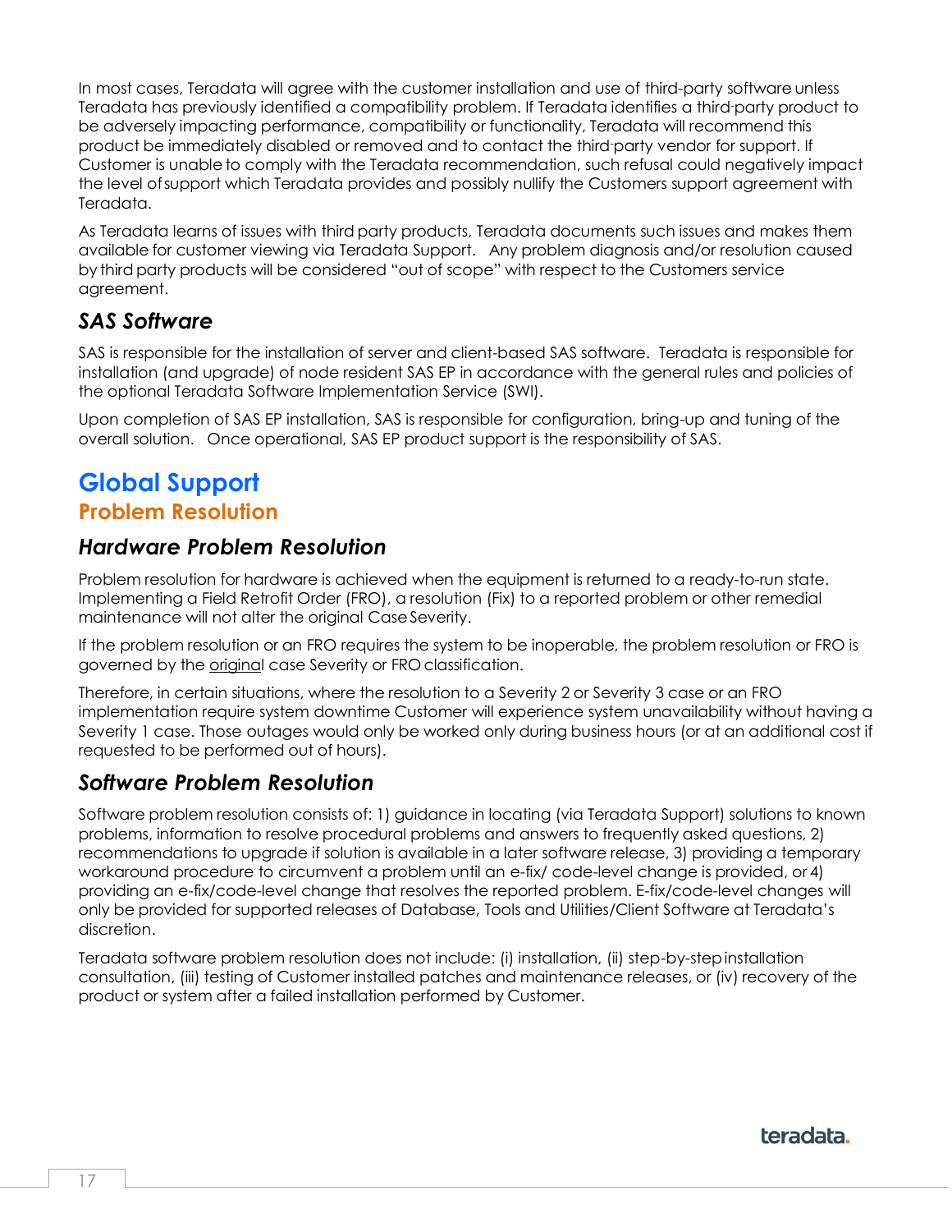In most cases, Teradata will agree with the customer installation and use of third-party software unless Teradata has previously identified a compatibility problem. If Teradata identifies a third-party product to be adversely impacting performance, compatibility or functionality, Teradata will recommend this product be immediately disabled or removed and to contact the third-party vendor for support. If Customer is unable to comply with the Teradata recommendation, such refusal could negatively impact the level of support which Teradata provides and possibly nullify the Customers support agreement with Teradata.

As Teradata learns of issues with third party products, Teradata documents such issues and makes them available for customer viewing via Teradata Support. Any problem diagnosis and/or resolution caused by third party products will be considered "out of scope" with respect to the Customers service agreement.

### *SAS Software*

SAS is responsible for the installation of server and client-based SAS software. Teradata is responsible for installation (and upgrade) of node resident SAS EP in accordance with the general rules and policies of the optional Teradata Software Implementation Service (SWI).

Upon completion of SAS EP installation, SAS is responsible for configuration, bring-up and tuning of the overall solution. Once operational, SAS EP product support is the responsibility of SAS.

# Global Support

## Problem Resolution

### *Hardware Problem Resolution*

Problem resolution for hardware is achieved when the equipment is returned to a ready-to-run state. Implementing a Field Retrofit Order (FRO), a resolution (Fix) to a reported problem or other remedial maintenance will not alter the original Case Severity.

If the problem resolution or an FRO requires the system to be inoperable, the problem resolution or FRO is governed by the original case Severity or FRO classification.

Therefore, in certain situations, where the resolution to a Severity 2 or Severity 3 case or an FRO implementation require system downtime Customer will experience system unavailability without having a Severity 1 case. Those outages would only be worked only during business hours (or at an additional cost if requested to be performed out of hours).

### *Software Problem Resolution*

Software problem resolution consists of: 1) guidance in locating (via Teradata Support) solutions to known problems, information to resolve procedural problems and answers to frequently asked questions, 2) recommendations to upgrade if solution is available in a later software release, 3) providing a temporary workaround procedure to circumvent a problem until an e-fix/ code-level change is provided, or 4) providing an e-fix/code-level change that resolves the reported problem. E-fix/code-level changes will only be provided for supported releases of Database, Tools and Utilities/Client Software at Teradata's discretion.

Teradata software problem resolution does not include: (i) installation, (ii) step-by-step installation consultation, (iii) testing of Customer installed patches and maintenance releases, or (iv) recovery of the product or system after a failed installation performed by Customer.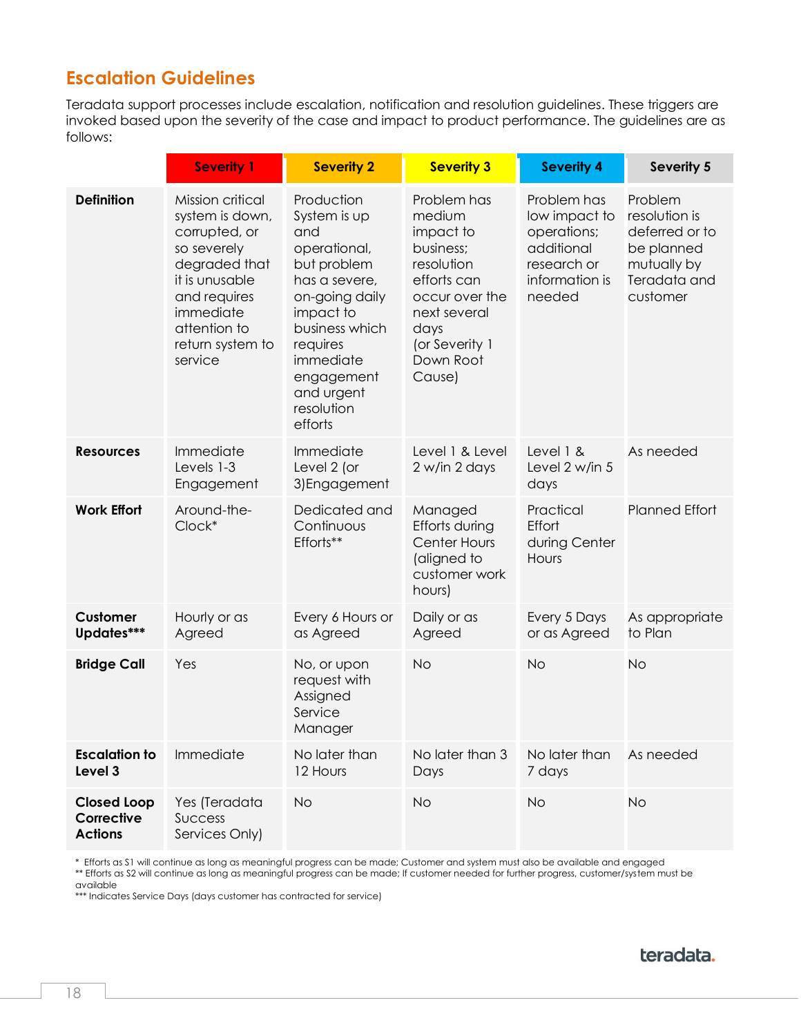## Escalation Guidelines

Teradata support processes include escalation, notification and resolution guidelines. These triggers are invoked based upon the severity of the case and impact to product performance. The guidelines are as follows:

| | Severity 1 | Severity 2 | Severity 3 | Severity 4 | Severity 5 |
|---|---|---|---|---|---|
| **Definition** | Mission critical system is down, corrupted, or so severely degraded that it is unusable and requires immediate attention to return system to service | Production System is up and operational, but problem has a severe, on-going daily impact to business which requires immediate engagement and urgent resolution efforts | Problem has medium impact to business; resolution efforts can occur over the next several days (or Severity 1 Down Root Cause) | Problem has low impact to operations; additional research or information is needed | Problem resolution is deferred or to be planned mutually by Teradata and customer |
| **Resources** | Immediate Levels 1-3 Engagement | Immediate Level 2 (or 3)Engagement | Level 1 & Level 2 w/in 2 days | Level 1 & Level 2 w/in 5 days | As needed |
| **Work Effort** | Around-the-Clock* | Dedicated and Continuous Efforts** | Managed Efforts during Center Hours (aligned to customer work hours) | Practical Effort during Center Hours | Planned Effort |
| **Customer Updates*** ** | Hourly or as Agreed | Every 6 Hours or as Agreed | Daily or as Agreed | Every 5 Days or as Agreed | As appropriate to Plan |
| **Bridge Call** | Yes | No, or upon request with Assigned Service Manager | No | No | No |
| **Escalation to Level 3** | Immediate | No later than 12 Hours | No later than 3 Days | No later than 7 days | As needed |
| **Closed Loop Corrective Actions** | Yes (Teradata Success Services Only) | No | No | No | No |

\* Efforts as S1 will continue as long as meaningful progress can be made; Customer and system must also be available and engaged
** Efforts as S2 will continue as long as meaningful progress can be made; If customer needed for further progress, customer/system must be available
*** Indicates Service Days (days customer has contracted for service)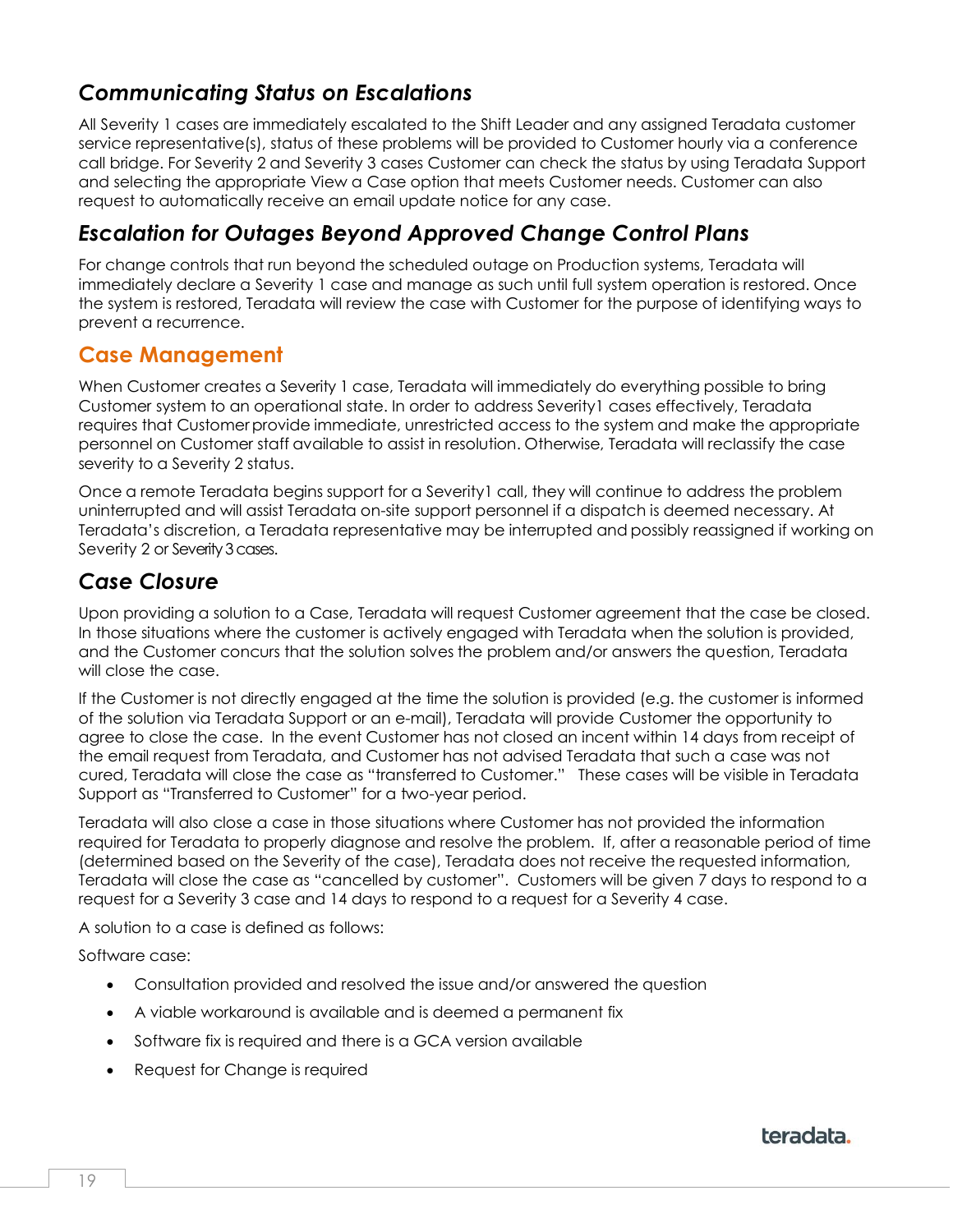### *Communicating Status on Escalations*

All Severity 1 cases are immediately escalated to the Shift Leader and any assigned Teradata customer service representative(s), status of these problems will be provided to Customer hourly via a conference call bridge. For Severity 2 and Severity 3 cases Customer can check the status by using Teradata Support and selecting the appropriate View a Case option that meets Customer needs. Customer can also request to automatically receive an email update notice for any case.

### *Escalation for Outages Beyond Approved Change Control Plans*

For change controls that run beyond the scheduled outage on Production systems, Teradata will immediately declare a Severity 1 case and manage as such until full system operation is restored. Once the system is restored, Teradata will review the case with Customer for the purpose of identifying ways to prevent a recurrence.

## Case Management

When Customer creates a Severity 1 case, Teradata will immediately do everything possible to bring Customer system to an operational state. In order to address Severity1 cases effectively, Teradata requires that Customer provide immediate, unrestricted access to the system and make the appropriate personnel on Customer staff available to assist in resolution. Otherwise, Teradata will reclassify the case severity to a Severity 2 status.

Once a remote Teradata begins support for a Severity1 call, they will continue to address the problem uninterrupted and will assist Teradata on-site support personnel if a dispatch is deemed necessary. At Teradata's discretion, a Teradata representative may be interrupted and possibly reassigned if working on Severity 2 or Severity 3 cases.

### *Case Closure*

Upon providing a solution to a Case, Teradata will request Customer agreement that the case be closed. In those situations where the customer is actively engaged with Teradata when the solution is provided, and the Customer concurs that the solution solves the problem and/or answers the question, Teradata will close the case.

If the Customer is not directly engaged at the time the solution is provided (e.g. the customer is informed of the solution via Teradata Support or an e-mail), Teradata will provide Customer the opportunity to agree to close the case. In the event Customer has not closed an incent within 14 days from receipt of the email request from Teradata, and Customer has not advised Teradata that such a case was not cured, Teradata will close the case as "transferred to Customer." These cases will be visible in Teradata Support as "Transferred to Customer" for a two-year period.

Teradata will also close a case in those situations where Customer has not provided the information required for Teradata to properly diagnose and resolve the problem. If, after a reasonable period of time (determined based on the Severity of the case), Teradata does not receive the requested information, Teradata will close the case as "cancelled by customer". Customers will be given 7 days to respond to a request for a Severity 3 case and 14 days to respond to a request for a Severity 4 case.

A solution to a case is defined as follows:

Software case:

- Consultation provided and resolved the issue and/or answered the question
- A viable workaround is available and is deemed a permanent fix
- Software fix is required and there is a GCA version available
- Request for Change is required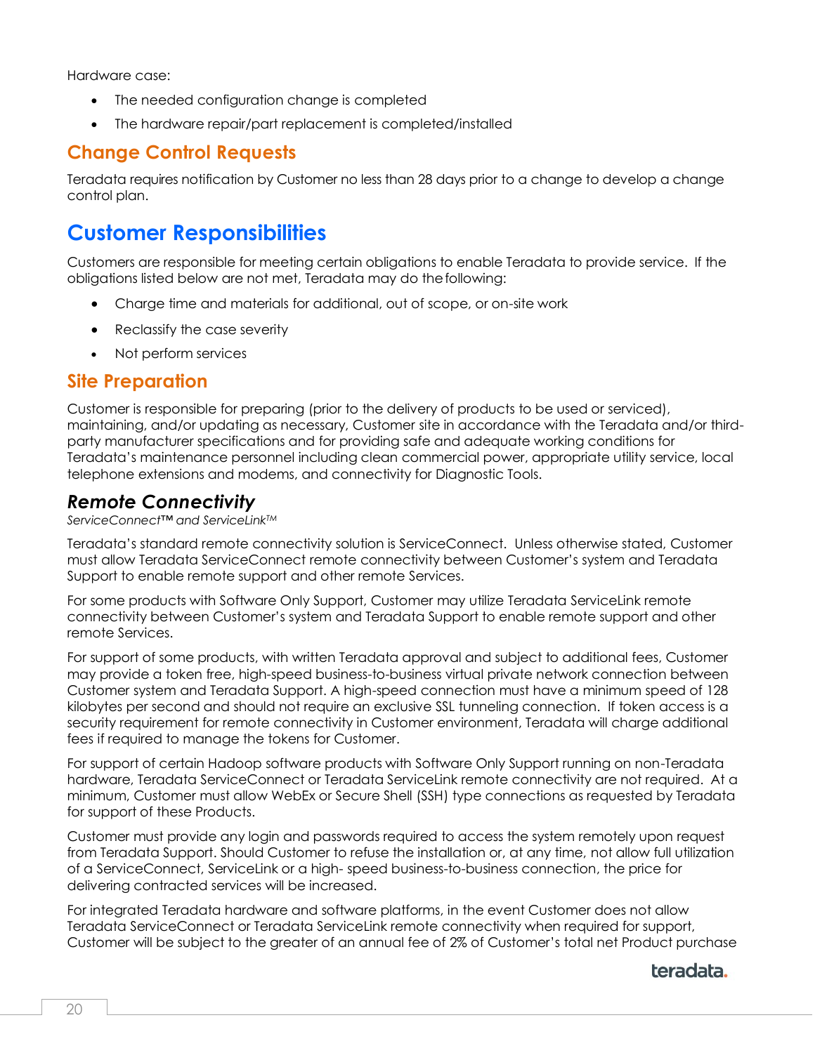Hardware case:

- The needed configuration change is completed
- The hardware repair/part replacement is completed/installed

### Change Control Requests

Teradata requires notification by Customer no less than 28 days prior to a change to develop a change control plan.

## Customer Responsibilities

Customers are responsible for meeting certain obligations to enable Teradata to provide service. If the obligations listed below are not met, Teradata may do the following:

- Charge time and materials for additional, out of scope, or on-site work
- Reclassify the case severity
- Not perform services

### Site Preparation

Customer is responsible for preparing (prior to the delivery of products to be used or serviced), maintaining, and/or updating as necessary, Customer site in accordance with the Teradata and/or third-party manufacturer specifications and for providing safe and adequate working conditions for Teradata's maintenance personnel including clean commercial power, appropriate utility service, local telephone extensions and modems, and connectivity for Diagnostic Tools.

#### *Remote Connectivity*

*ServiceConnect™ and ServiceLink™*

Teradata's standard remote connectivity solution is ServiceConnect. Unless otherwise stated, Customer must allow Teradata ServiceConnect remote connectivity between Customer's system and Teradata Support to enable remote support and other remote Services.

For some products with Software Only Support, Customer may utilize Teradata ServiceLink remote connectivity between Customer's system and Teradata Support to enable remote support and other remote Services.

For support of some products, with written Teradata approval and subject to additional fees, Customer may provide a token free, high-speed business-to-business virtual private network connection between Customer system and Teradata Support. A high-speed connection must have a minimum speed of 128 kilobytes per second and should not require an exclusive SSL tunneling connection. If token access is a security requirement for remote connectivity in Customer environment, Teradata will charge additional fees if required to manage the tokens for Customer.

For support of certain Hadoop software products with Software Only Support running on non-Teradata hardware, Teradata ServiceConnect or Teradata ServiceLink remote connectivity are not required. At a minimum, Customer must allow WebEx or Secure Shell (SSH) type connections as requested by Teradata for support of these Products.

Customer must provide any login and passwords required to access the system remotely upon request from Teradata Support. Should Customer to refuse the installation or, at any time, not allow full utilization of a ServiceConnect, ServiceLink or a high- speed business-to-business connection, the price for delivering contracted services will be increased.

For integrated Teradata hardware and software platforms, in the event Customer does not allow Teradata ServiceConnect or Teradata ServiceLink remote connectivity when required for support, Customer will be subject to the greater of an annual fee of 2% of Customer's total net Product purchase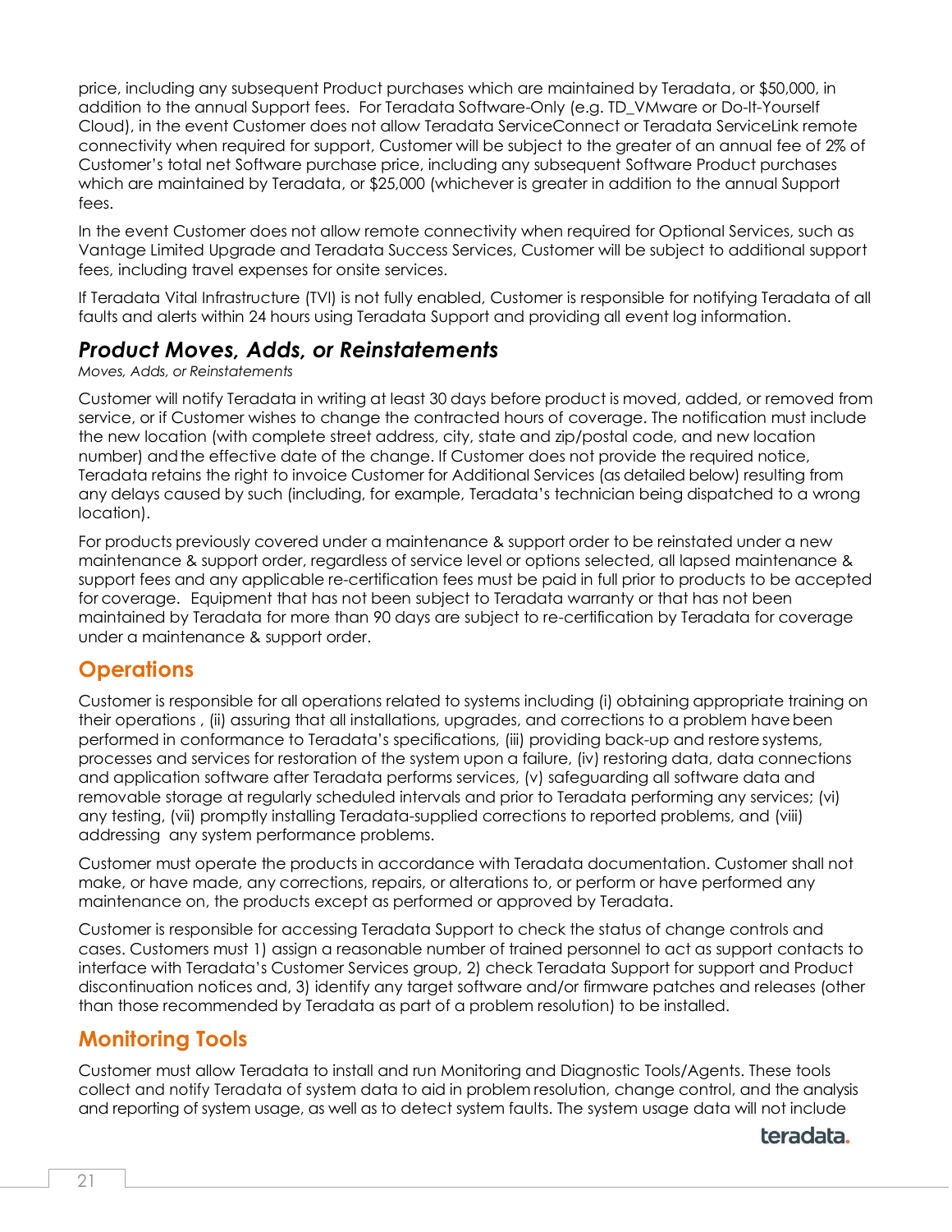price, including any subsequent Product purchases which are maintained by Teradata, or $50,000, in addition to the annual Support fees. For Teradata Software-Only (e.g. TD_VMware or Do-It-Yourself Cloud), in the event Customer does not allow Teradata ServiceConnect or Teradata ServiceLink remote connectivity when required for support, Customer will be subject to the greater of an annual fee of 2% of Customer's total net Software purchase price, including any subsequent Software Product purchases which are maintained by Teradata, or $25,000 (whichever is greater in addition to the annual Support fees.

In the event Customer does not allow remote connectivity when required for Optional Services, such as Vantage Limited Upgrade and Teradata Success Services, Customer will be subject to additional support fees, including travel expenses for onsite services.

If Teradata Vital Infrastructure (TVI) is not fully enabled, Customer is responsible for notifying Teradata of all faults and alerts within 24 hours using Teradata Support and providing all event log information.

### *Product Moves, Adds, or Reinstatements*

*Moves, Adds, or Reinstatements*

Customer will notify Teradata in writing at least 30 days before product is moved, added, or removed from service, or if Customer wishes to change the contracted hours of coverage. The notification must include the new location (with complete street address, city, state and zip/postal code, and new location number) and the effective date of the change. If Customer does not provide the required notice, Teradata retains the right to invoice Customer for Additional Services (as detailed below) resulting from any delays caused by such (including, for example, Teradata's technician being dispatched to a wrong location).

For products previously covered under a maintenance & support order to be reinstated under a new maintenance & support order, regardless of service level or options selected, all lapsed maintenance & support fees and any applicable re-certification fees must be paid in full prior to products to be accepted for coverage. Equipment that has not been subject to Teradata warranty or that has not been maintained by Teradata for more than 90 days are subject to re-certification by Teradata for coverage under a maintenance & support order.

## Operations

Customer is responsible for all operations related to systems including (i) obtaining appropriate training on their operations , (ii) assuring that all installations, upgrades, and corrections to a problem have been performed in conformance to Teradata's specifications, (iii) providing back-up and restore systems, processes and services for restoration of the system upon a failure, (iv) restoring data, data connections and application software after Teradata performs services, (v) safeguarding all software data and removable storage at regularly scheduled intervals and prior to Teradata performing any services; (vi) any testing, (vii) promptly installing Teradata-supplied corrections to reported problems, and (viii) addressing any system performance problems.

Customer must operate the products in accordance with Teradata documentation. Customer shall not make, or have made, any corrections, repairs, or alterations to, or perform or have performed any maintenance on, the products except as performed or approved by Teradata.

Customer is responsible for accessing Teradata Support to check the status of change controls and cases. Customers must 1) assign a reasonable number of trained personnel to act as support contacts to interface with Teradata's Customer Services group, 2) check Teradata Support for support and Product discontinuation notices and, 3) identify any target software and/or firmware patches and releases (other than those recommended by Teradata as part of a problem resolution) to be installed.

## Monitoring Tools

Customer must allow Teradata to install and run Monitoring and Diagnostic Tools/Agents. These tools collect and notify Teradata of system data to aid in problem resolution, change control, and the analysis and reporting of system usage, as well as to detect system faults. The system usage data will not include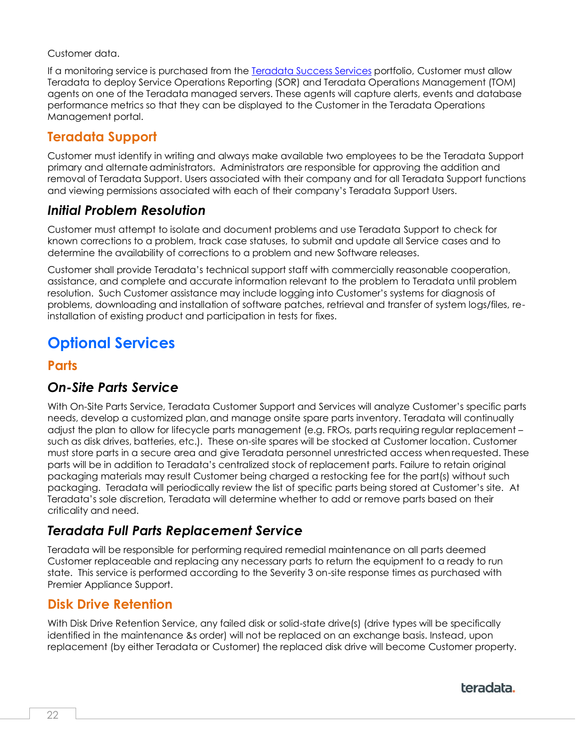Customer data.

If a monitoring service is purchased from the [Teradata Success Services]() portfolio, Customer must allow Teradata to deploy Service Operations Reporting (SOR) and Teradata Operations Management (TOM) agents on one of the Teradata managed servers. These agents will capture alerts, events and database performance metrics so that they can be displayed to the Customer in the Teradata Operations Management portal.

## Teradata Support

Customer must identify in writing and always make available two employees to be the Teradata Support primary and alternate administrators. Administrators are responsible for approving the addition and removal of Teradata Support. Users associated with their company and for all Teradata Support functions and viewing permissions associated with each of their company's Teradata Support Users.

### *Initial Problem Resolution*

Customer must attempt to isolate and document problems and use Teradata Support to check for known corrections to a problem, track case statuses, to submit and update all Service cases and to determine the availability of corrections to a problem and new Software releases.

Customer shall provide Teradata's technical support staff with commercially reasonable cooperation, assistance, and complete and accurate information relevant to the problem to Teradata until problem resolution. Such Customer assistance may include logging into Customer's systems for diagnosis of problems, downloading and installation of software patches, retrieval and transfer of system logs/files, re-installation of existing product and participation in tests for fixes.

# Optional Services

## Parts

### *On-Site Parts Service*

With On-Site Parts Service, Teradata Customer Support and Services will analyze Customer's specific parts needs, develop a customized plan, and manage onsite spare parts inventory. Teradata will continually adjust the plan to allow for lifecycle parts management (e.g. FROs, parts requiring regular replacement – such as disk drives, batteries, etc.). These on-site spares will be stocked at Customer location. Customer must store parts in a secure area and give Teradata personnel unrestricted access when requested. These parts will be in addition to Teradata's centralized stock of replacement parts. Failure to retain original packaging materials may result Customer being charged a restocking fee for the part(s) without such packaging. Teradata will periodically review the list of specific parts being stored at Customer's site. At Teradata's sole discretion, Teradata will determine whether to add or remove parts based on their criticality and need.

### *Teradata Full Parts Replacement Service*

Teradata will be responsible for performing required remedial maintenance on all parts deemed Customer replaceable and replacing any necessary parts to return the equipment to a ready to run state. This service is performed according to the Severity 3 on-site response times as purchased with Premier Appliance Support.

## Disk Drive Retention

With Disk Drive Retention Service, any failed disk or solid-state drive(s) (drive types will be specifically identified in the maintenance &s order) will not be replaced on an exchange basis. Instead, upon replacement (by either Teradata or Customer) the replaced disk drive will become Customer property.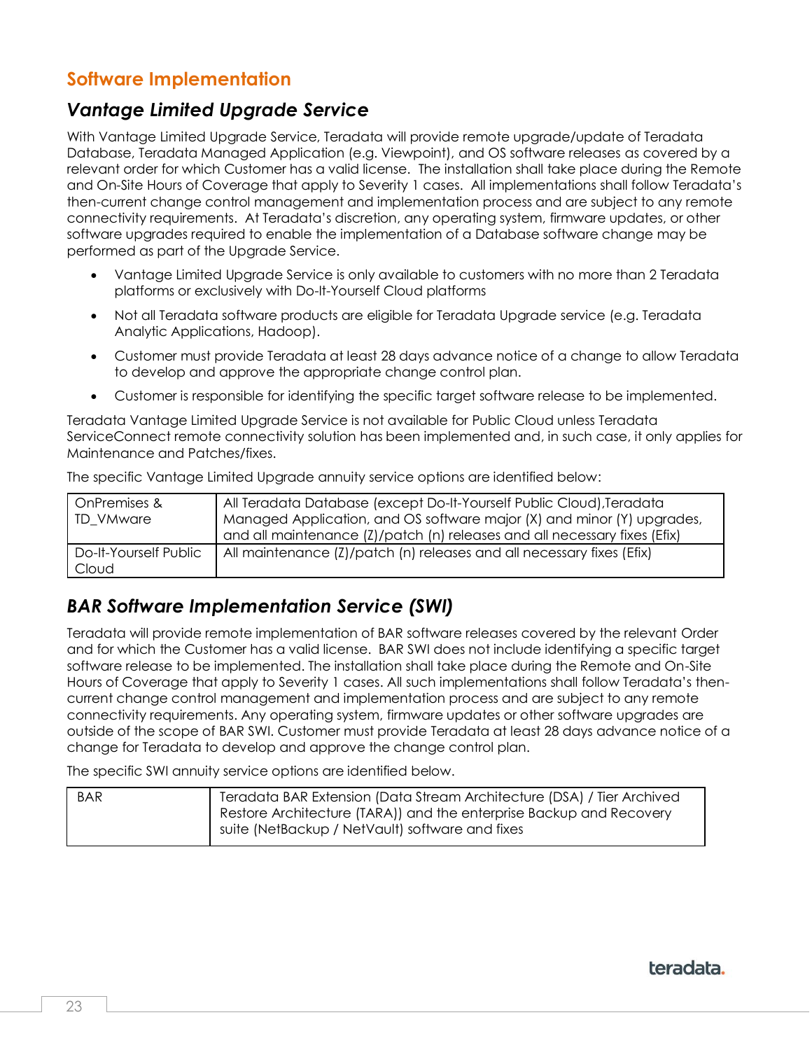## Software Implementation

### *Vantage Limited Upgrade Service*

With Vantage Limited Upgrade Service, Teradata will provide remote upgrade/update of Teradata Database, Teradata Managed Application (e.g. Viewpoint), and OS software releases as covered by a relevant order for which Customer has a valid license. The installation shall take place during the Remote and On-Site Hours of Coverage that apply to Severity 1 cases. All implementations shall follow Teradata's then-current change control management and implementation process and are subject to any remote connectivity requirements. At Teradata's discretion, any operating system, firmware updates, or other software upgrades required to enable the implementation of a Database software change may be performed as part of the Upgrade Service.

- Vantage Limited Upgrade Service is only available to customers with no more than 2 Teradata platforms or exclusively with Do-It-Yourself Cloud platforms
- Not all Teradata software products are eligible for Teradata Upgrade service (e.g. Teradata Analytic Applications, Hadoop).
- Customer must provide Teradata at least 28 days advance notice of a change to allow Teradata to develop and approve the appropriate change control plan.
- Customer is responsible for identifying the specific target software release to be implemented.

Teradata Vantage Limited Upgrade Service is not available for Public Cloud unless Teradata ServiceConnect remote connectivity solution has been implemented and, in such case, it only applies for Maintenance and Patches/fixes.

The specific Vantage Limited Upgrade annuity service options are identified below:

| | |
|---|---|
| OnPremises & TD_VMware | All Teradata Database (except Do-It-Yourself Public Cloud),Teradata Managed Application, and OS software major (X) and minor (Y) upgrades, and all maintenance (Z)/patch (n) releases and all necessary fixes (Efix) |
| Do-It-Yourself Public Cloud | All maintenance (Z)/patch (n) releases and all necessary fixes (Efix) |

### *BAR Software Implementation Service (SWI)*

Teradata will provide remote implementation of BAR software releases covered by the relevant Order and for which the Customer has a valid license. BAR SWI does not include identifying a specific target software release to be implemented. The installation shall take place during the Remote and On-Site Hours of Coverage that apply to Severity 1 cases. All such implementations shall follow Teradata's then-current change control management and implementation process and are subject to any remote connectivity requirements. Any operating system, firmware updates or other software upgrades are outside of the scope of BAR SWI. Customer must provide Teradata at least 28 days advance notice of a change for Teradata to develop and approve the change control plan.

The specific SWI annuity service options are identified below.

| | |
|---|---|
| BAR | Teradata BAR Extension (Data Stream Architecture (DSA) / Tier Archived Restore Architecture (TARA)) and the enterprise Backup and Recovery suite (NetBackup / NetVault) software and fixes |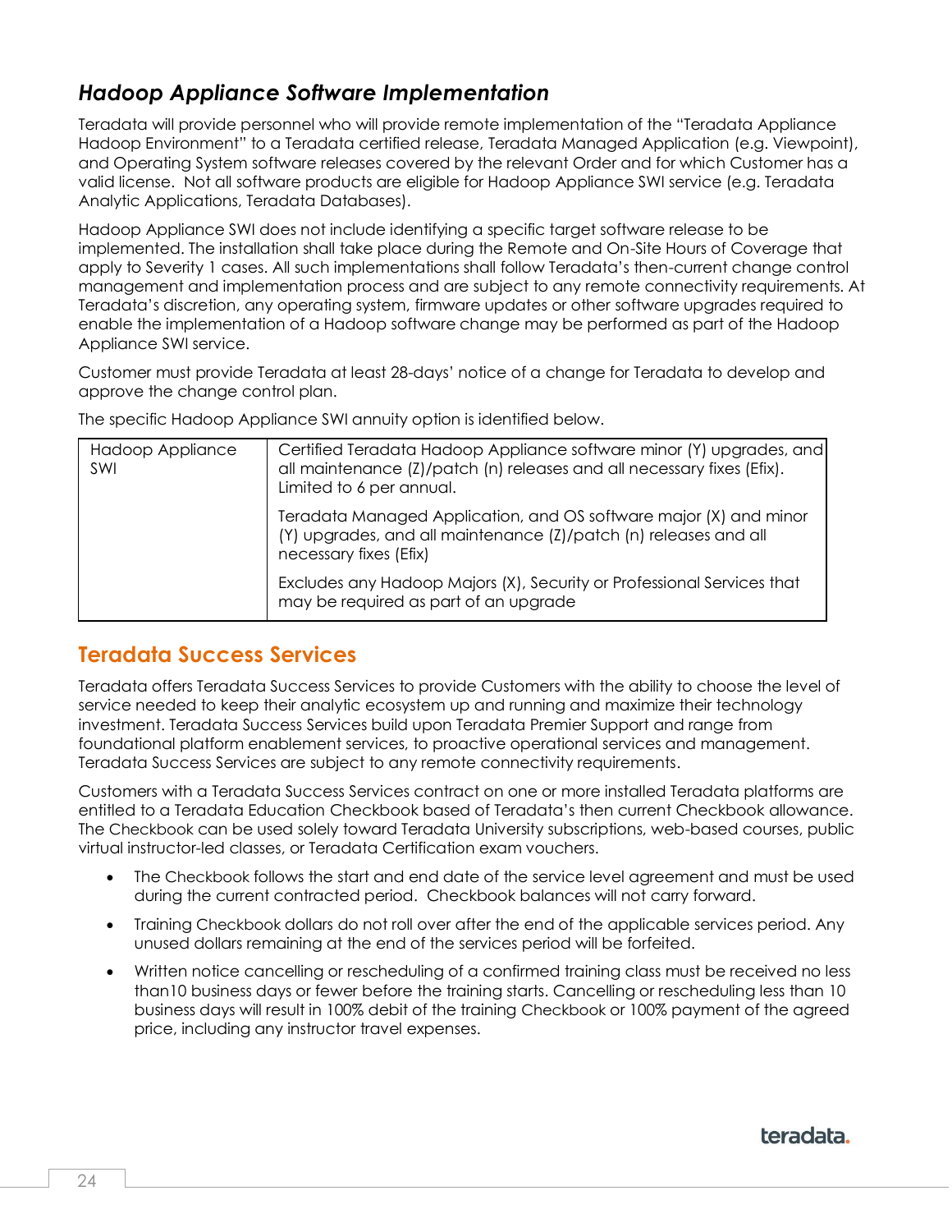## *Hadoop Appliance Software Implementation*

Teradata will provide personnel who will provide remote implementation of the "Teradata Appliance Hadoop Environment" to a Teradata certified release, Teradata Managed Application (e.g. Viewpoint), and Operating System software releases covered by the relevant Order and for which Customer has a valid license. Not all software products are eligible for Hadoop Appliance SWI service (e.g. Teradata Analytic Applications, Teradata Databases).

Hadoop Appliance SWI does not include identifying a specific target software release to be implemented. The installation shall take place during the Remote and On-Site Hours of Coverage that apply to Severity 1 cases. All such implementations shall follow Teradata's then-current change control management and implementation process and are subject to any remote connectivity requirements. At Teradata's discretion, any operating system, firmware updates or other software upgrades required to enable the implementation of a Hadoop software change may be performed as part of the Hadoop Appliance SWI service.

Customer must provide Teradata at least 28-days' notice of a change for Teradata to develop and approve the change control plan.

The specific Hadoop Appliance SWI annuity option is identified below.

| | |
|---|---|
| Hadoop Appliance SWI | Certified Teradata Hadoop Appliance software minor (Y) upgrades, and all maintenance (Z)/patch (n) releases and all necessary fixes (Efix). Limited to 6 per annual. |
| | Teradata Managed Application, and OS software major (X) and minor (Y) upgrades, and all maintenance (Z)/patch (n) releases and all necessary fixes (Efix) |
| | Excludes any Hadoop Majors (X), Security or Professional Services that may be required as part of an upgrade |

## Teradata Success Services

Teradata offers Teradata Success Services to provide Customers with the ability to choose the level of service needed to keep their analytic ecosystem up and running and maximize their technology investment. Teradata Success Services build upon Teradata Premier Support and range from foundational platform enablement services, to proactive operational services and management. Teradata Success Services are subject to any remote connectivity requirements.

Customers with a Teradata Success Services contract on one or more installed Teradata platforms are entitled to a Teradata Education Checkbook based of Teradata's then current Checkbook allowance. The Checkbook can be used solely toward Teradata University subscriptions, web-based courses, public virtual instructor-led classes, or Teradata Certification exam vouchers.

- The Checkbook follows the start and end date of the service level agreement and must be used during the current contracted period. Checkbook balances will not carry forward.
- Training Checkbook dollars do not roll over after the end of the applicable services period. Any unused dollars remaining at the end of the services period will be forfeited.
- Written notice cancelling or rescheduling of a confirmed training class must be received no less than10 business days or fewer before the training starts. Cancelling or rescheduling less than 10 business days will result in 100% debit of the training Checkbook or 100% payment of the agreed price, including any instructor travel expenses.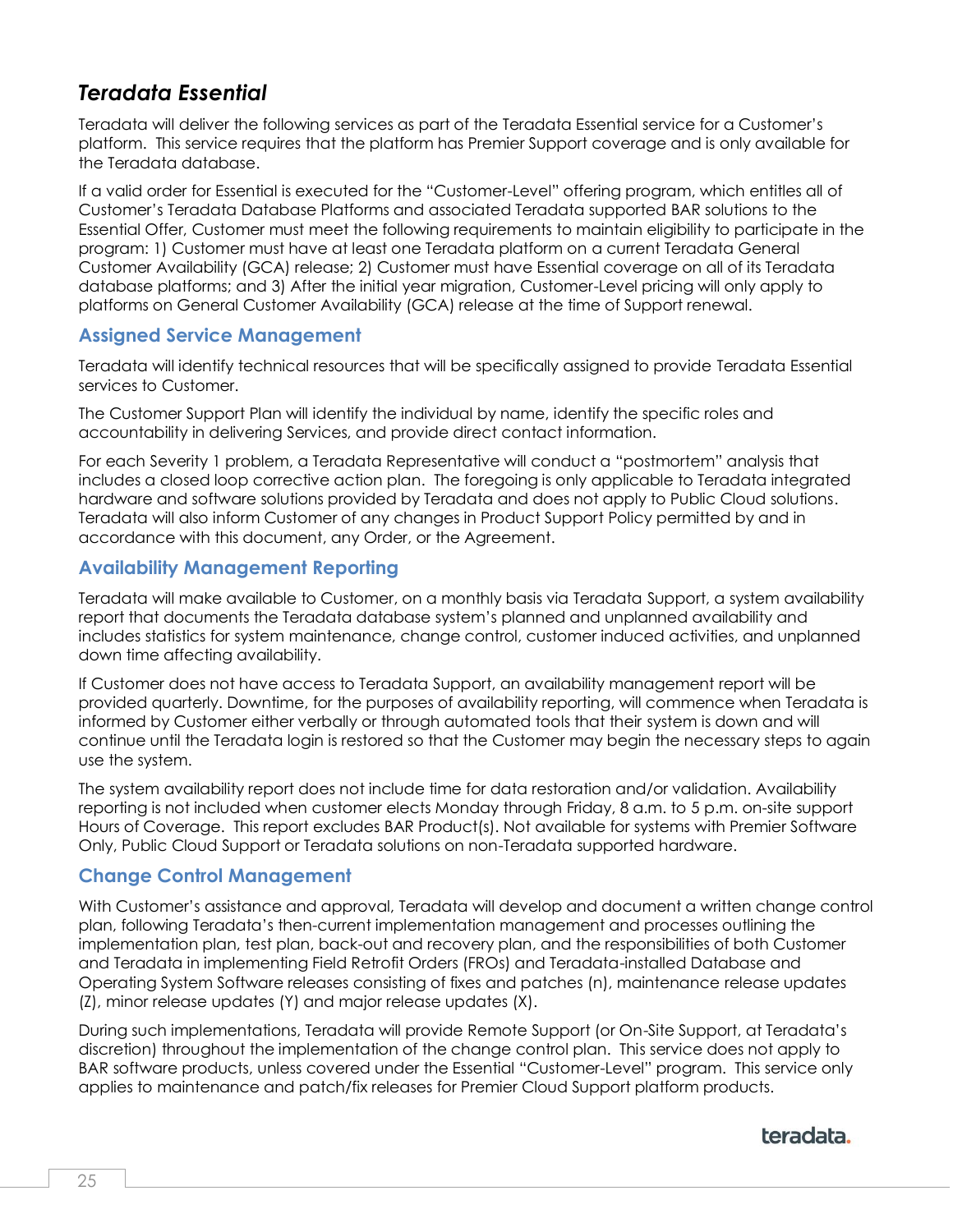## *Teradata Essential*

Teradata will deliver the following services as part of the Teradata Essential service for a Customer's platform. This service requires that the platform has Premier Support coverage and is only available for the Teradata database.

If a valid order for Essential is executed for the "Customer-Level" offering program, which entitles all of Customer's Teradata Database Platforms and associated Teradata supported BAR solutions to the Essential Offer, Customer must meet the following requirements to maintain eligibility to participate in the program: 1) Customer must have at least one Teradata platform on a current Teradata General Customer Availability (GCA) release; 2) Customer must have Essential coverage on all of its Teradata database platforms; and 3) After the initial year migration, Customer-Level pricing will only apply to platforms on General Customer Availability (GCA) release at the time of Support renewal.

### Assigned Service Management

Teradata will identify technical resources that will be specifically assigned to provide Teradata Essential services to Customer.

The Customer Support Plan will identify the individual by name, identify the specific roles and accountability in delivering Services, and provide direct contact information.

For each Severity 1 problem, a Teradata Representative will conduct a "postmortem" analysis that includes a closed loop corrective action plan. The foregoing is only applicable to Teradata integrated hardware and software solutions provided by Teradata and does not apply to Public Cloud solutions. Teradata will also inform Customer of any changes in Product Support Policy permitted by and in accordance with this document, any Order, or the Agreement.

### Availability Management Reporting

Teradata will make available to Customer, on a monthly basis via Teradata Support, a system availability report that documents the Teradata database system's planned and unplanned availability and includes statistics for system maintenance, change control, customer induced activities, and unplanned down time affecting availability.

If Customer does not have access to Teradata Support, an availability management report will be provided quarterly. Downtime, for the purposes of availability reporting, will commence when Teradata is informed by Customer either verbally or through automated tools that their system is down and will continue until the Teradata login is restored so that the Customer may begin the necessary steps to again use the system.

The system availability report does not include time for data restoration and/or validation. Availability reporting is not included when customer elects Monday through Friday, 8 a.m. to 5 p.m. on-site support Hours of Coverage. This report excludes BAR Product(s). Not available for systems with Premier Software Only, Public Cloud Support or Teradata solutions on non-Teradata supported hardware.

### Change Control Management

With Customer's assistance and approval, Teradata will develop and document a written change control plan, following Teradata's then-current implementation management and processes outlining the implementation plan, test plan, back-out and recovery plan, and the responsibilities of both Customer and Teradata in implementing Field Retrofit Orders (FROs) and Teradata-installed Database and Operating System Software releases consisting of fixes and patches (n), maintenance release updates (Z), minor release updates (Y) and major release updates (X).

During such implementations, Teradata will provide Remote Support (or On-Site Support, at Teradata's discretion) throughout the implementation of the change control plan. This service does not apply to BAR software products, unless covered under the Essential "Customer-Level" program. This service only applies to maintenance and patch/fix releases for Premier Cloud Support platform products.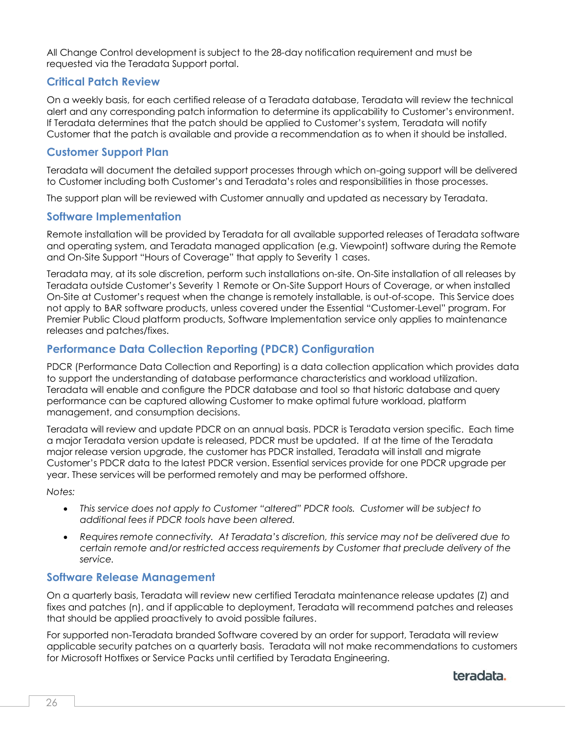All Change Control development is subject to the 28-day notification requirement and must be requested via the Teradata Support portal.

### Critical Patch Review

On a weekly basis, for each certified release of a Teradata database, Teradata will review the technical alert and any corresponding patch information to determine its applicability to Customer's environment. If Teradata determines that the patch should be applied to Customer's system, Teradata will notify Customer that the patch is available and provide a recommendation as to when it should be installed.

### Customer Support Plan

Teradata will document the detailed support processes through which on-going support will be delivered to Customer including both Customer's and Teradata's roles and responsibilities in those processes.

The support plan will be reviewed with Customer annually and updated as necessary by Teradata.

### Software Implementation

Remote installation will be provided by Teradata for all available supported releases of Teradata software and operating system, and Teradata managed application (e.g. Viewpoint) software during the Remote and On-Site Support "Hours of Coverage" that apply to Severity 1 cases.

Teradata may, at its sole discretion, perform such installations on-site. On-Site installation of all releases by Teradata outside Customer's Severity 1 Remote or On-Site Support Hours of Coverage, or when installed On-Site at Customer's request when the change is remotely installable, is out-of-scope. This Service does not apply to BAR software products, unless covered under the Essential "Customer-Level" program. For Premier Public Cloud platform products, Software Implementation service only applies to maintenance releases and patches/fixes.

### Performance Data Collection Reporting (PDCR) Configuration

PDCR (Performance Data Collection and Reporting) is a data collection application which provides data to support the understanding of database performance characteristics and workload utilization. Teradata will enable and configure the PDCR database and tool so that historic database and query performance can be captured allowing Customer to make optimal future workload, platform management, and consumption decisions.

Teradata will review and update PDCR on an annual basis. PDCR is Teradata version specific. Each time a major Teradata version update is released, PDCR must be updated. If at the time of the Teradata major release version upgrade, the customer has PDCR installed, Teradata will install and migrate Customer's PDCR data to the latest PDCR version. Essential services provide for one PDCR upgrade per year. These services will be performed remotely and may be performed offshore.

*Notes:*

- *This service does not apply to Customer "altered" PDCR tools. Customer will be subject to additional fees if PDCR tools have been altered.*
- *Requires remote connectivity. At Teradata's discretion, this service may not be delivered due to certain remote and/or restricted access requirements by Customer that preclude delivery of the service.*

### Software Release Management

On a quarterly basis, Teradata will review new certified Teradata maintenance release updates (Z) and fixes and patches (n), and if applicable to deployment, Teradata will recommend patches and releases that should be applied proactively to avoid possible failures.

For supported non-Teradata branded Software covered by an order for support, Teradata will review applicable security patches on a quarterly basis. Teradata will not make recommendations to customers for Microsoft Hotfixes or Service Packs until certified by Teradata Engineering.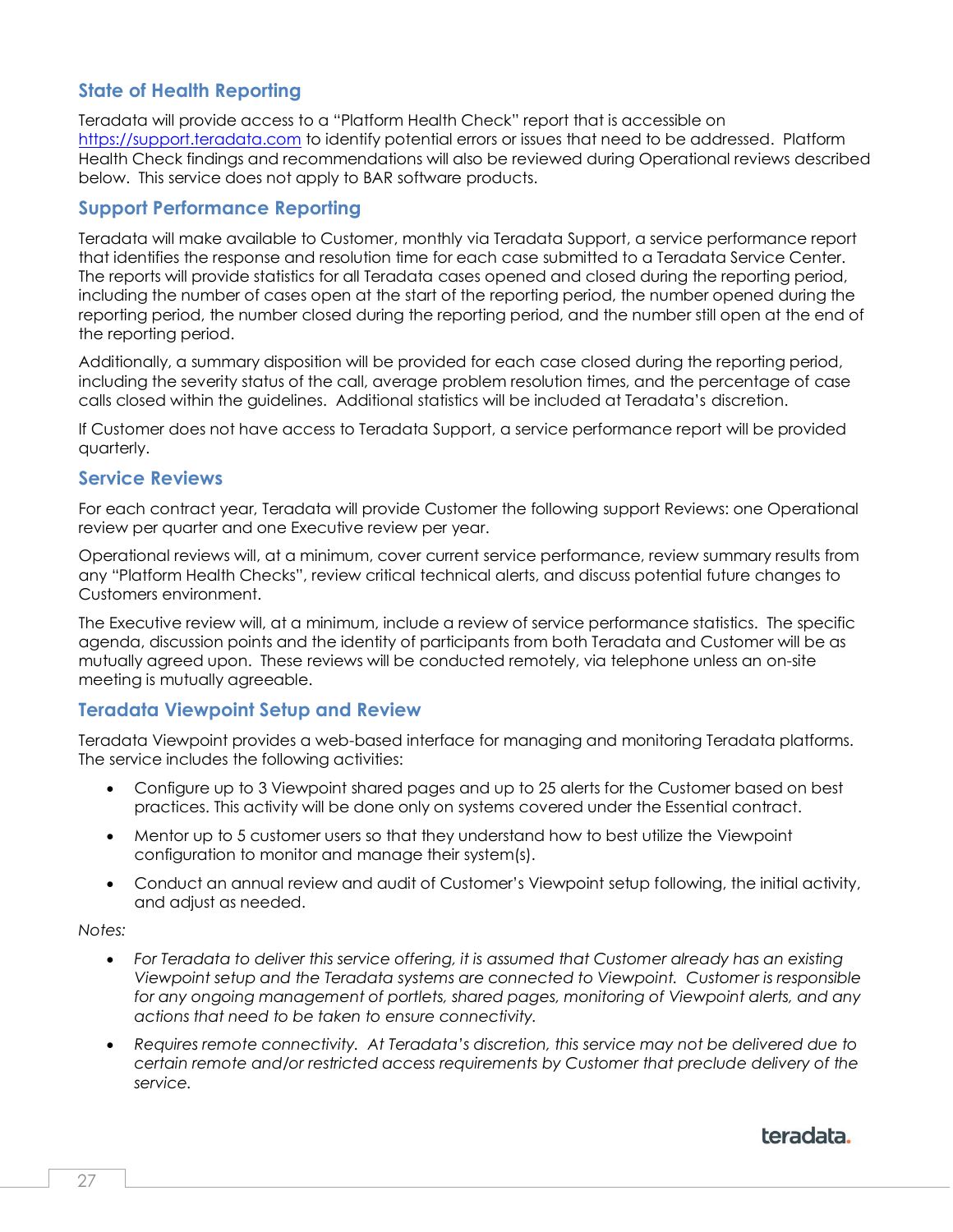### State of Health Reporting

Teradata will provide access to a "Platform Health Check" report that is accessible on https://support.teradata.com to identify potential errors or issues that need to be addressed. Platform Health Check findings and recommendations will also be reviewed during Operational reviews described below. This service does not apply to BAR software products.

### Support Performance Reporting

Teradata will make available to Customer, monthly via Teradata Support, a service performance report that identifies the response and resolution time for each case submitted to a Teradata Service Center. The reports will provide statistics for all Teradata cases opened and closed during the reporting period, including the number of cases open at the start of the reporting period, the number opened during the reporting period, the number closed during the reporting period, and the number still open at the end of the reporting period.

Additionally, a summary disposition will be provided for each case closed during the reporting period, including the severity status of the call, average problem resolution times, and the percentage of case calls closed within the guidelines. Additional statistics will be included at Teradata's discretion.

If Customer does not have access to Teradata Support, a service performance report will be provided quarterly.

### Service Reviews

For each contract year, Teradata will provide Customer the following support Reviews: one Operational review per quarter and one Executive review per year.

Operational reviews will, at a minimum, cover current service performance, review summary results from any "Platform Health Checks", review critical technical alerts, and discuss potential future changes to Customers environment.

The Executive review will, at a minimum, include a review of service performance statistics. The specific agenda, discussion points and the identity of participants from both Teradata and Customer will be as mutually agreed upon. These reviews will be conducted remotely, via telephone unless an on-site meeting is mutually agreeable.

### Teradata Viewpoint Setup and Review

Teradata Viewpoint provides a web-based interface for managing and monitoring Teradata platforms. The service includes the following activities:

- Configure up to 3 Viewpoint shared pages and up to 25 alerts for the Customer based on best practices. This activity will be done only on systems covered under the Essential contract.
- Mentor up to 5 customer users so that they understand how to best utilize the Viewpoint configuration to monitor and manage their system(s).
- Conduct an annual review and audit of Customer's Viewpoint setup following, the initial activity, and adjust as needed.

*Notes:*

- *For Teradata to deliver this service offering, it is assumed that Customer already has an existing Viewpoint setup and the Teradata systems are connected to Viewpoint. Customer is responsible for any ongoing management of portlets, shared pages, monitoring of Viewpoint alerts, and any actions that need to be taken to ensure connectivity.*
- *Requires remote connectivity. At Teradata's discretion, this service may not be delivered due to certain remote and/or restricted access requirements by Customer that preclude delivery of the service.*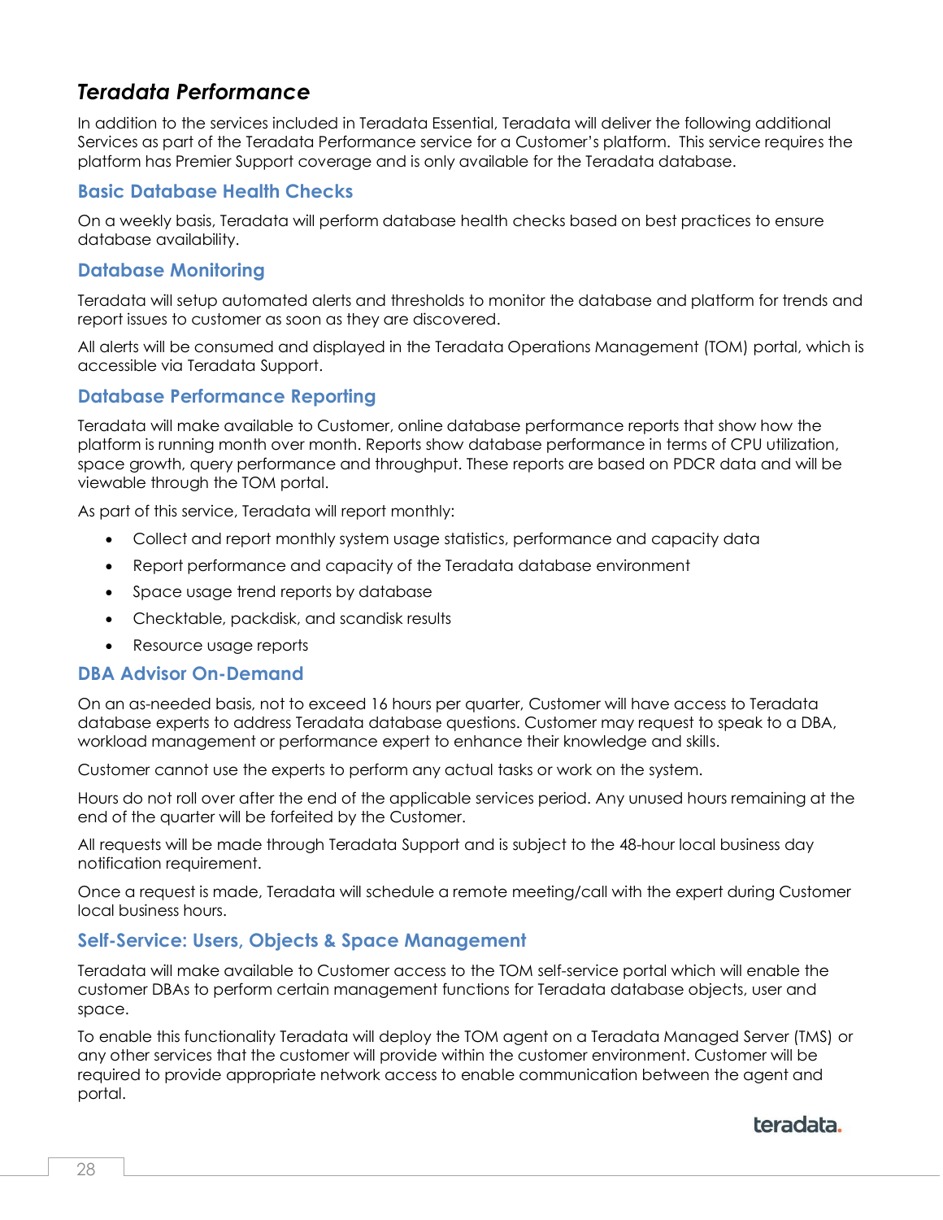## *Teradata Performance*

In addition to the services included in Teradata Essential, Teradata will deliver the following additional Services as part of the Teradata Performance service for a Customer's platform. This service requires the platform has Premier Support coverage and is only available for the Teradata database.

### Basic Database Health Checks

On a weekly basis, Teradata will perform database health checks based on best practices to ensure database availability.

### Database Monitoring

Teradata will setup automated alerts and thresholds to monitor the database and platform for trends and report issues to customer as soon as they are discovered.

All alerts will be consumed and displayed in the Teradata Operations Management (TOM) portal, which is accessible via Teradata Support.

### Database Performance Reporting

Teradata will make available to Customer, online database performance reports that show how the platform is running month over month. Reports show database performance in terms of CPU utilization, space growth, query performance and throughput. These reports are based on PDCR data and will be viewable through the TOM portal.

As part of this service, Teradata will report monthly:

- Collect and report monthly system usage statistics, performance and capacity data
- Report performance and capacity of the Teradata database environment
- Space usage trend reports by database
- Checktable, packdisk, and scandisk results
- Resource usage reports

### DBA Advisor On-Demand

On an as-needed basis, not to exceed 16 hours per quarter, Customer will have access to Teradata database experts to address Teradata database questions. Customer may request to speak to a DBA, workload management or performance expert to enhance their knowledge and skills.

Customer cannot use the experts to perform any actual tasks or work on the system.

Hours do not roll over after the end of the applicable services period. Any unused hours remaining at the end of the quarter will be forfeited by the Customer.

All requests will be made through Teradata Support and is subject to the 48-hour local business day notification requirement.

Once a request is made, Teradata will schedule a remote meeting/call with the expert during Customer local business hours.

### Self-Service: Users, Objects & Space Management

Teradata will make available to Customer access to the TOM self-service portal which will enable the customer DBAs to perform certain management functions for Teradata database objects, user and space.

To enable this functionality Teradata will deploy the TOM agent on a Teradata Managed Server (TMS) or any other services that the customer will provide within the customer environment. Customer will be required to provide appropriate network access to enable communication between the agent and portal.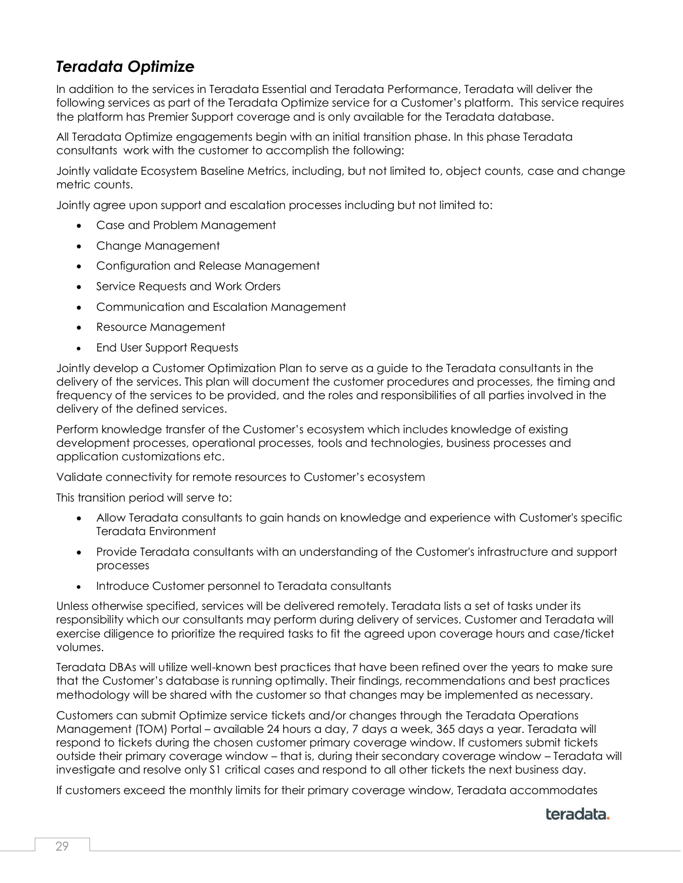## *Teradata Optimize*

In addition to the services in Teradata Essential and Teradata Performance, Teradata will deliver the following services as part of the Teradata Optimize service for a Customer's platform. This service requires the platform has Premier Support coverage and is only available for the Teradata database.

All Teradata Optimize engagements begin with an initial transition phase. In this phase Teradata consultants work with the customer to accomplish the following:

Jointly validate Ecosystem Baseline Metrics, including, but not limited to, object counts, case and change metric counts.

Jointly agree upon support and escalation processes including but not limited to:

- Case and Problem Management
- Change Management
- Configuration and Release Management
- Service Requests and Work Orders
- Communication and Escalation Management
- Resource Management
- End User Support Requests

Jointly develop a Customer Optimization Plan to serve as a guide to the Teradata consultants in the delivery of the services. This plan will document the customer procedures and processes, the timing and frequency of the services to be provided, and the roles and responsibilities of all parties involved in the delivery of the defined services.

Perform knowledge transfer of the Customer's ecosystem which includes knowledge of existing development processes, operational processes, tools and technologies, business processes and application customizations etc.

Validate connectivity for remote resources to Customer's ecosystem

This transition period will serve to:

- Allow Teradata consultants to gain hands on knowledge and experience with Customer's specific Teradata Environment
- Provide Teradata consultants with an understanding of the Customer's infrastructure and support processes
- Introduce Customer personnel to Teradata consultants

Unless otherwise specified, services will be delivered remotely. Teradata lists a set of tasks under its responsibility which our consultants may perform during delivery of services. Customer and Teradata will exercise diligence to prioritize the required tasks to fit the agreed upon coverage hours and case/ticket volumes.

Teradata DBAs will utilize well-known best practices that have been refined over the years to make sure that the Customer's database is running optimally. Their findings, recommendations and best practices methodology will be shared with the customer so that changes may be implemented as necessary.

Customers can submit Optimize service tickets and/or changes through the Teradata Operations Management (TOM) Portal – available 24 hours a day, 7 days a week, 365 days a year. Teradata will respond to tickets during the chosen customer primary coverage window. If customers submit tickets outside their primary coverage window – that is, during their secondary coverage window – Teradata will investigate and resolve only S1 critical cases and respond to all other tickets the next business day.

If customers exceed the monthly limits for their primary coverage window, Teradata accommodates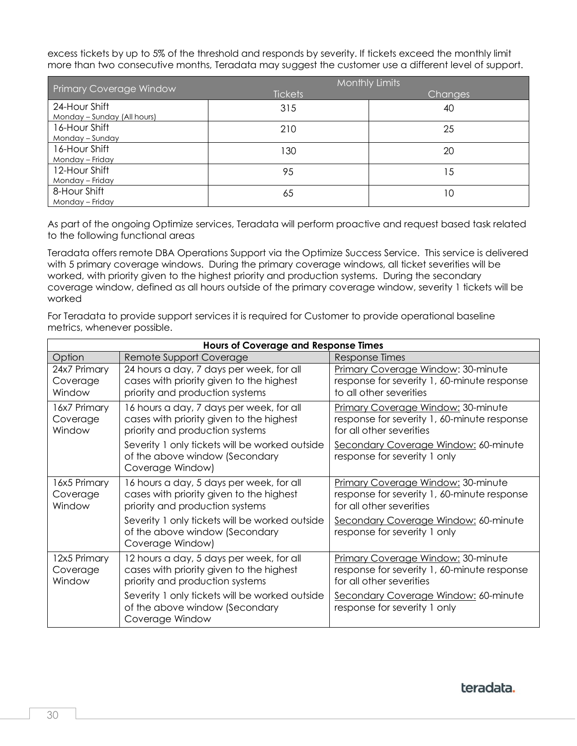excess tickets by up to 5% of the threshold and responds by severity. If tickets exceed the monthly limit more than two consecutive months, Teradata may suggest the customer use a different level of support.

| Primary Coverage Window | Monthly Limits | |
|---|---|---|
| | Tickets | Changes |
| 24-Hour Shift<br>Monday – Sunday (All hours) | 315 | 40 |
| 16-Hour Shift<br>Monday – Sunday | 210 | 25 |
| 16-Hour Shift<br>Monday – Friday | 130 | 20 |
| 12-Hour Shift<br>Monday – Friday | 95 | 15 |
| 8-Hour Shift<br>Monday – Friday | 65 | 10 |

As part of the ongoing Optimize services, Teradata will perform proactive and request based task related to the following functional areas

Teradata offers remote DBA Operations Support via the Optimize Success Service. This service is delivered with 5 primary coverage windows. During the primary coverage windows, all ticket severities will be worked, with priority given to the highest priority and production systems. During the secondary coverage window, defined as all hours outside of the primary coverage window, severity 1 tickets will be worked

For Teradata to provide support services it is required for Customer to provide operational baseline metrics, whenever possible.

| **Hours of Coverage and Response Times** | | |
|---|---|---|
| Option | Remote Support Coverage | Response Times |
| 24x7 Primary Coverage Window | 24 hours a day, 7 days per week, for all cases with priority given to the highest priority and production systems | Primary Coverage Window: 30-minute response for severity 1, 60-minute response to all other severities |
| 16x7 Primary Coverage Window | 16 hours a day, 7 days per week, for all cases with priority given to the highest priority and production systems<br><br>Severity 1 only tickets will be worked outside of the above window (Secondary Coverage Window) | Primary Coverage Window: 30-minute response for severity 1, 60-minute response for all other severities<br><br>Secondary Coverage Window: 60-minute response for severity 1 only |
| 16x5 Primary Coverage Window | 16 hours a day, 5 days per week, for all cases with priority given to the highest priority and production systems<br><br>Severity 1 only tickets will be worked outside of the above window (Secondary Coverage Window) | Primary Coverage Window: 30-minute response for severity 1, 60-minute response for all other severities<br><br>Secondary Coverage Window: 60-minute response for severity 1 only |
| 12x5 Primary Coverage Window | 12 hours a day, 5 days per week, for all cases with priority given to the highest priority and production systems<br><br>Severity 1 only tickets will be worked outside of the above window (Secondary Coverage Window | Primary Coverage Window: 30-minute response for severity 1, 60-minute response for all other severities<br><br>Secondary Coverage Window: 60-minute response for severity 1 only |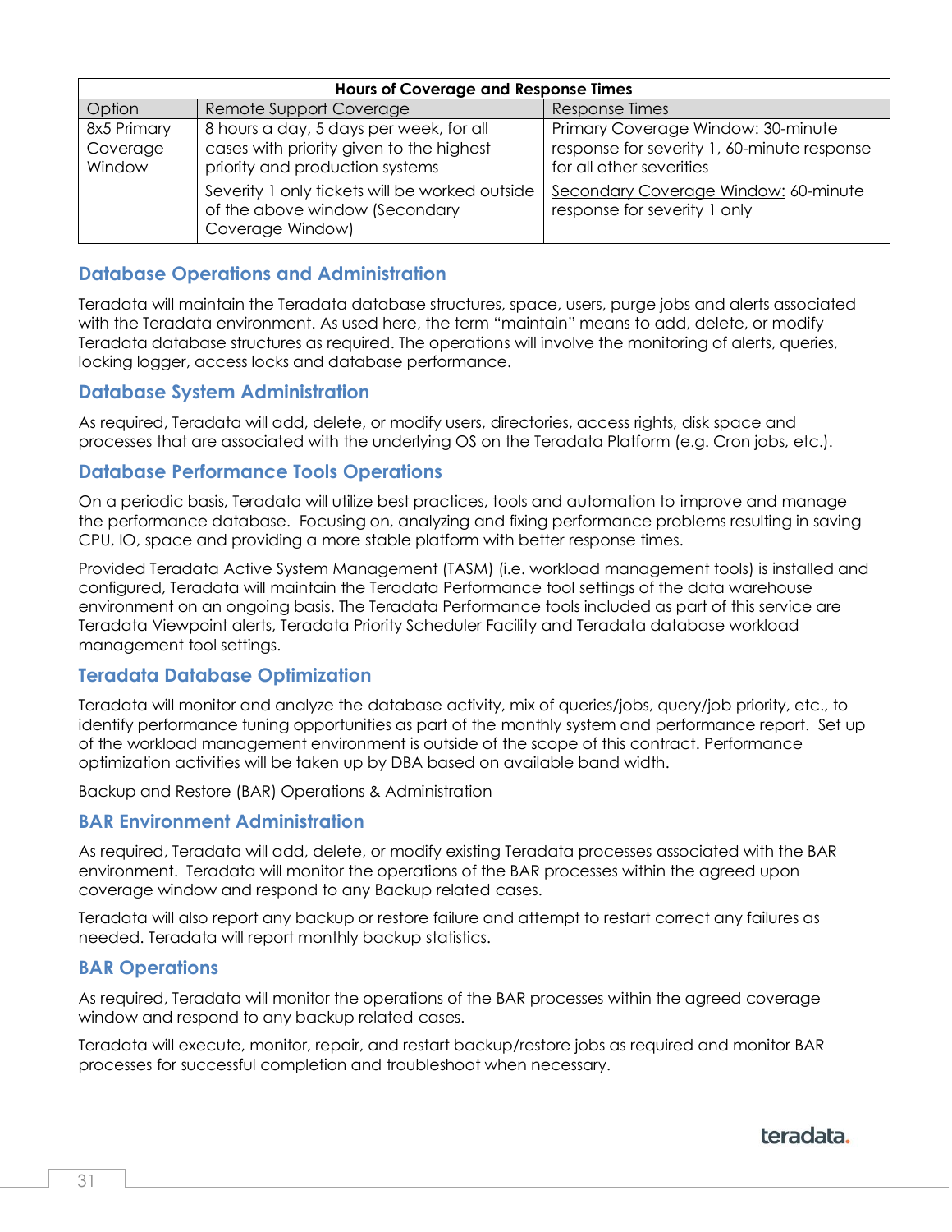| Hours of Coverage and Response Times | | |
|---|---|---|
| Option | Remote Support Coverage | Response Times |
| 8x5 Primary Coverage Window | 8 hours a day, 5 days per week, for all cases with priority given to the highest priority and production systems | Primary Coverage Window: 30-minute response for severity 1, 60-minute response for all other severities |
| | Severity 1 only tickets will be worked outside of the above window (Secondary Coverage Window) | Secondary Coverage Window: 60-minute response for severity 1 only |

## Database Operations and Administration

Teradata will maintain the Teradata database structures, space, users, purge jobs and alerts associated with the Teradata environment. As used here, the term "maintain" means to add, delete, or modify Teradata database structures as required. The operations will involve the monitoring of alerts, queries, locking logger, access locks and database performance.

## Database System Administration

As required, Teradata will add, delete, or modify users, directories, access rights, disk space and processes that are associated with the underlying OS on the Teradata Platform (e.g. Cron jobs, etc.).

## Database Performance Tools Operations

On a periodic basis, Teradata will utilize best practices, tools and automation to improve and manage the performance database. Focusing on, analyzing and fixing performance problems resulting in saving CPU, IO, space and providing a more stable platform with better response times.

Provided Teradata Active System Management (TASM) (i.e. workload management tools) is installed and configured, Teradata will maintain the Teradata Performance tool settings of the data warehouse environment on an ongoing basis. The Teradata Performance tools included as part of this service are Teradata Viewpoint alerts, Teradata Priority Scheduler Facility and Teradata database workload management tool settings.

## Teradata Database Optimization

Teradata will monitor and analyze the database activity, mix of queries/jobs, query/job priority, etc., to identify performance tuning opportunities as part of the monthly system and performance report. Set up of the workload management environment is outside of the scope of this contract. Performance optimization activities will be taken up by DBA based on available band width.

Backup and Restore (BAR) Operations & Administration

## BAR Environment Administration

As required, Teradata will add, delete, or modify existing Teradata processes associated with the BAR environment. Teradata will monitor the operations of the BAR processes within the agreed upon coverage window and respond to any Backup related cases.

Teradata will also report any backup or restore failure and attempt to restart correct any failures as needed. Teradata will report monthly backup statistics.

## BAR Operations

As required, Teradata will monitor the operations of the BAR processes within the agreed coverage window and respond to any backup related cases.

Teradata will execute, monitor, repair, and restart backup/restore jobs as required and monitor BAR processes for successful completion and troubleshoot when necessary.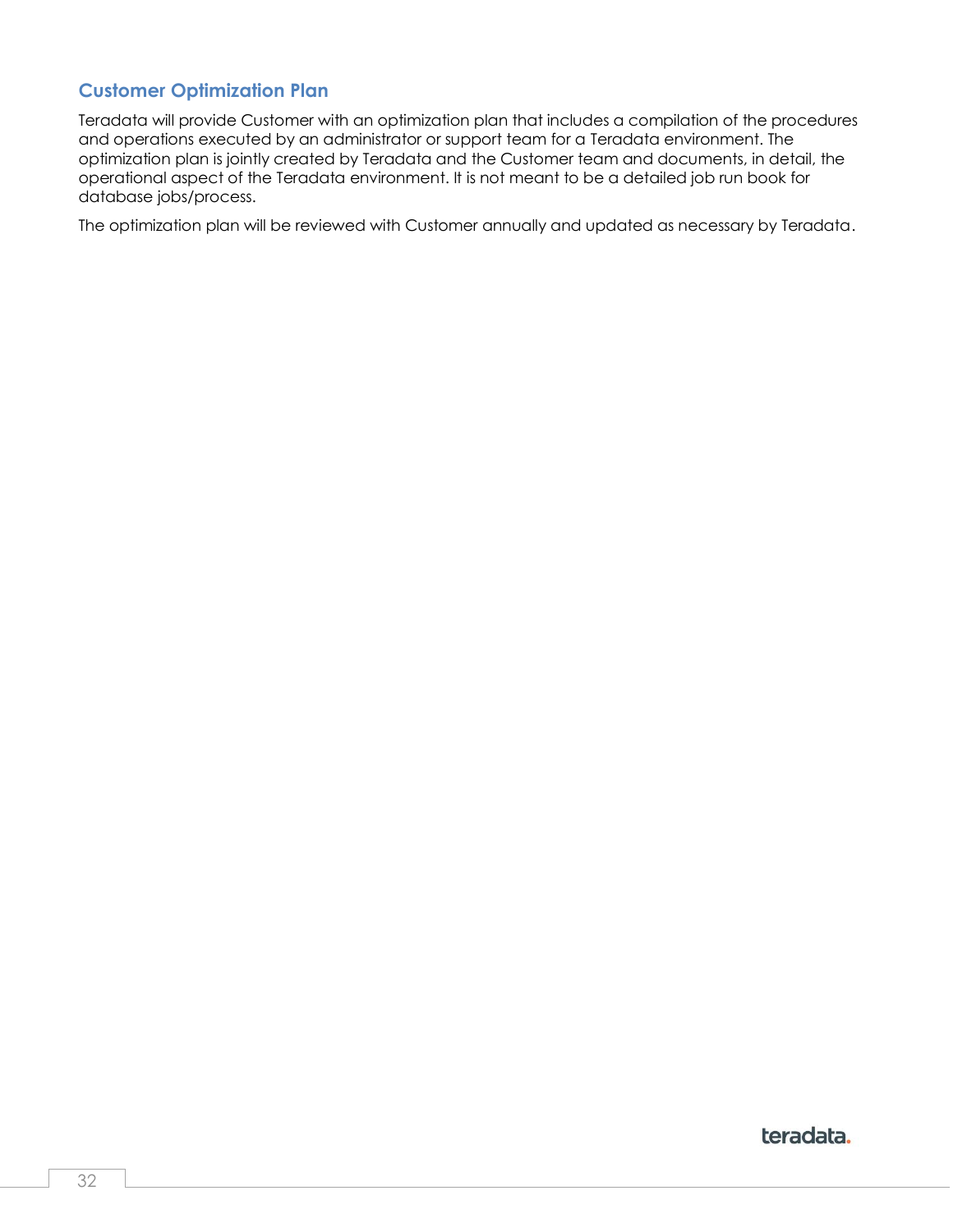## Customer Optimization Plan

Teradata will provide Customer with an optimization plan that includes a compilation of the procedures and operations executed by an administrator or support team for a Teradata environment. The optimization plan is jointly created by Teradata and the Customer team and documents, in detail, the operational aspect of the Teradata environment. It is not meant to be a detailed job run book for database jobs/process.

The optimization plan will be reviewed with Customer annually and updated as necessary by Teradata.